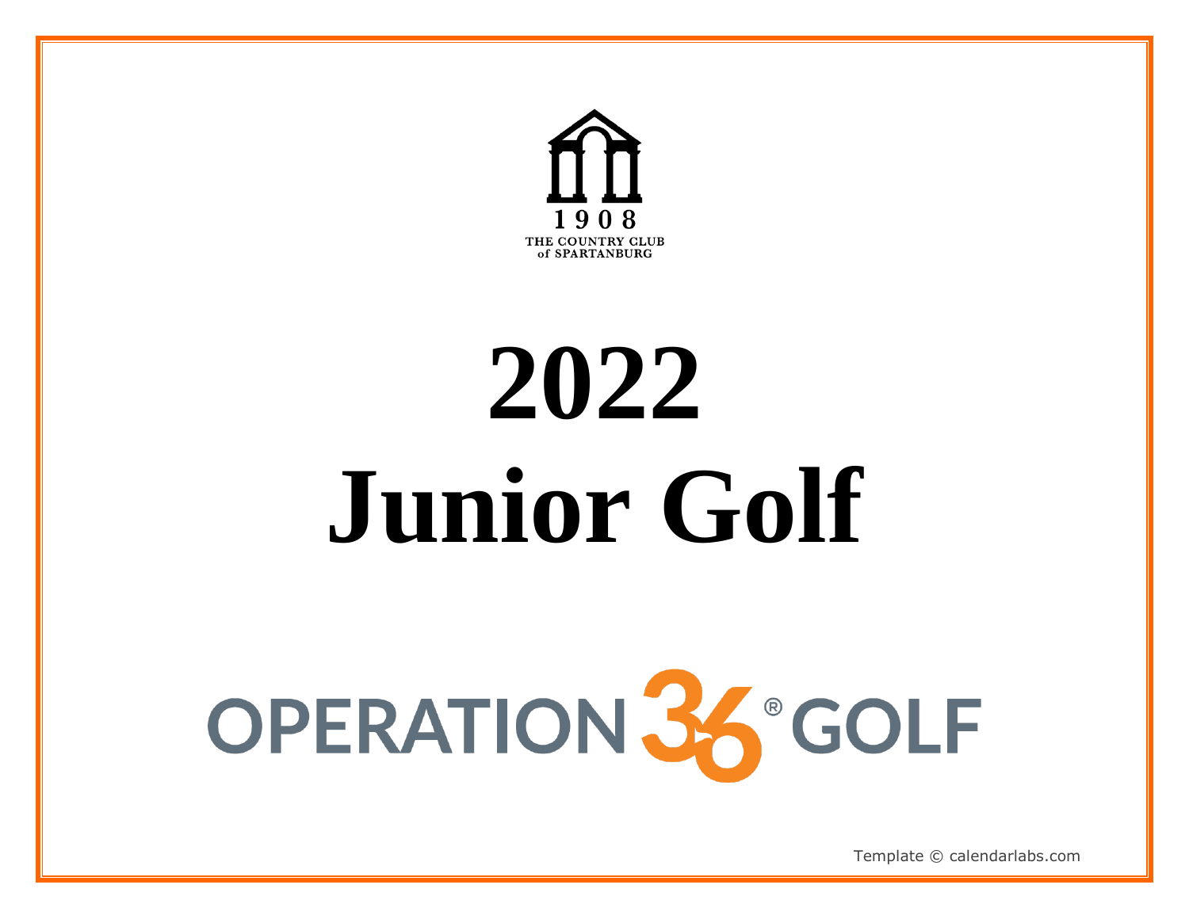1908
THE COUNTRY CLUB
of SPARTANBURG

# 2022
# Junior Golf

OPERATION 36® GOLF

Template © calendarlabs.com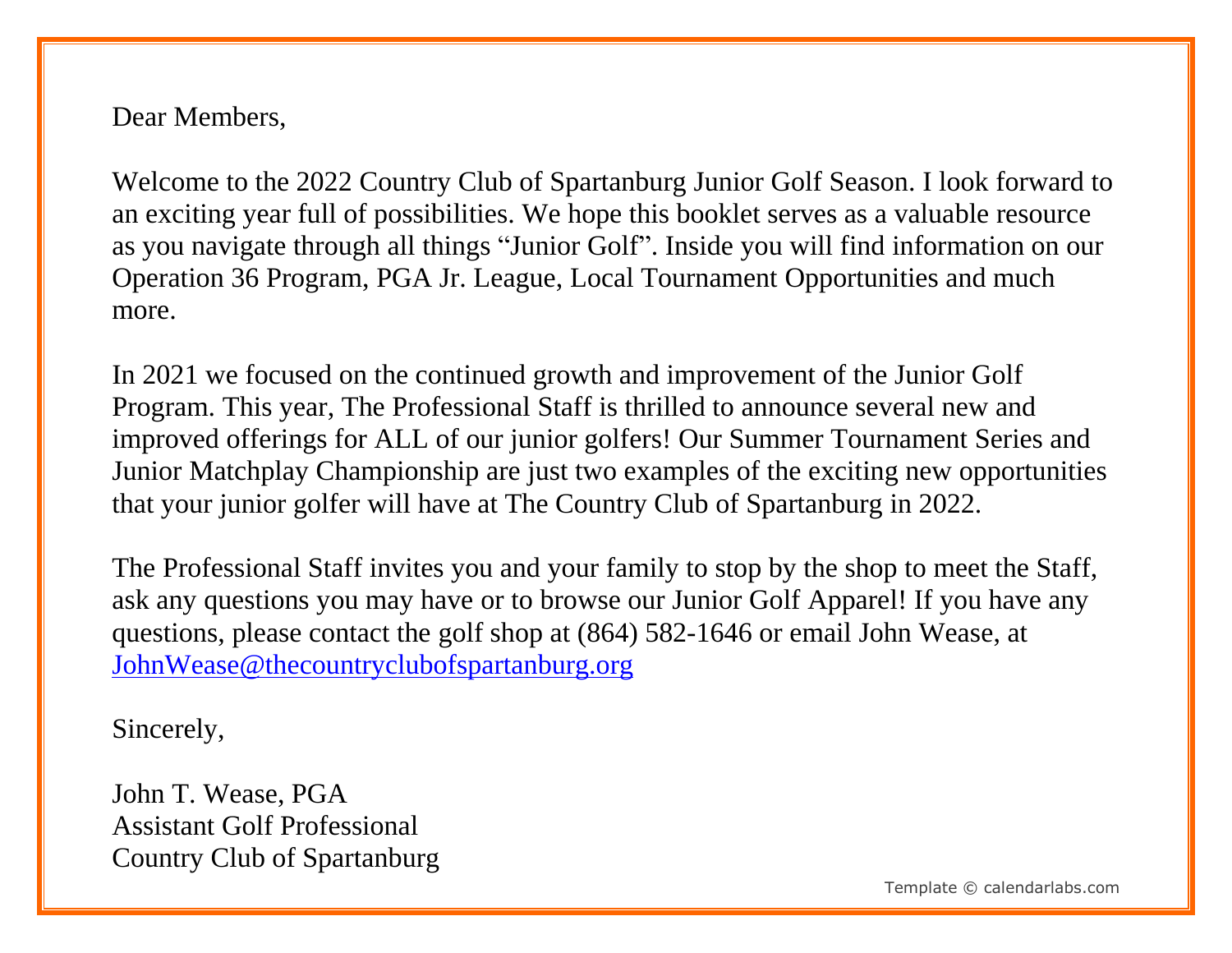Dear Members,

Welcome to the 2022 Country Club of Spartanburg Junior Golf Season. I look forward to an exciting year full of possibilities. We hope this booklet serves as a valuable resource as you navigate through all things “Junior Golf”. Inside you will find information on our Operation 36 Program, PGA Jr. League, Local Tournament Opportunities and much more.

In 2021 we focused on the continued growth and improvement of the Junior Golf Program. This year, The Professional Staff is thrilled to announce several new and improved offerings for ALL of our junior golfers! Our Summer Tournament Series and Junior Matchplay Championship are just two examples of the exciting new opportunities that your junior golfer will have at The Country Club of Spartanburg in 2022.

The Professional Staff invites you and your family to stop by the shop to meet the Staff, ask any questions you may have or to browse our Junior Golf Apparel! If you have any questions, please contact the golf shop at (864) 582-1646 or email John Wease, at JohnWease@thecountryclubofspartanburg.org

Sincerely,

John T. Wease, PGA
Assistant Golf Professional
Country Club of Spartanburg

Template © calendarlabs.com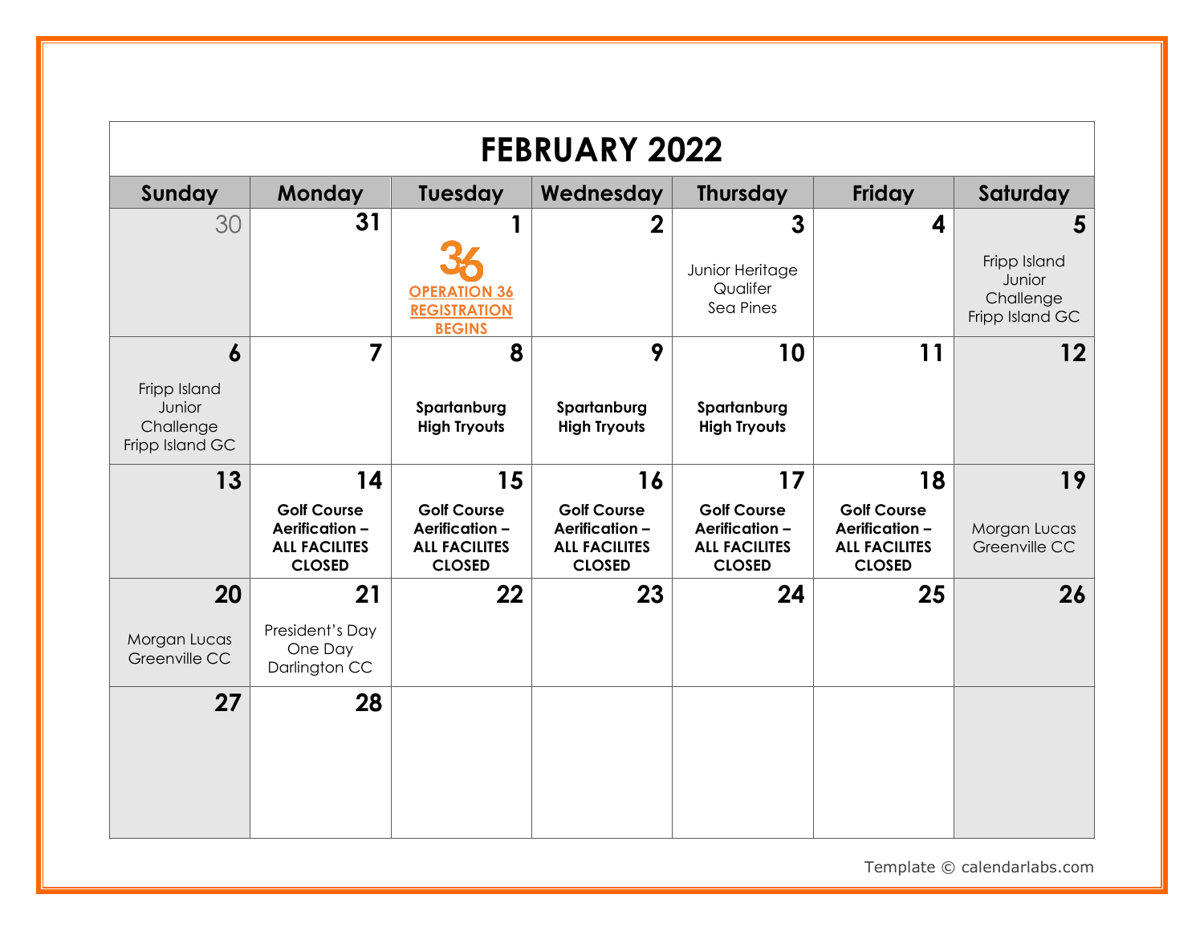# FEBRUARY 2022

| Sunday | Monday | Tuesday | Wednesday | Thursday | Friday | Saturday |
| --- | --- | --- | --- | --- | --- | --- |
| 30 | 31 | 1<br>36<br>**OPERATION 36 REGISTRATION BEGINS** | 2 | 3<br>Junior Heritage Qualifer Sea Pines | 4 | 5<br>Fripp Island Junior Challenge Fripp Island GC |
| 6<br>Fripp Island Junior Challenge Fripp Island GC | 7 | 8<br>**Spartanburg High Tryouts** | 9<br>**Spartanburg High Tryouts** | 10<br>**Spartanburg High Tryouts** | 11 | 12 |
| 13 | 14<br>**Golf Course Aerification – ALL FACILITES CLOSED** | 15<br>**Golf Course Aerification – ALL FACILITES CLOSED** | 16<br>**Golf Course Aerification – ALL FACILITES CLOSED** | 17<br>**Golf Course Aerification – ALL FACILITES CLOSED** | 18<br>**Golf Course Aerification – ALL FACILITES CLOSED** | 19<br>Morgan Lucas Greenville CC |
| 20<br>Morgan Lucas Greenville CC | 21<br>President's Day One Day Darlington CC | 22 | 23 | 24 | 25 | 26 |
| 27 | 28 | | | | | |

Template © calendarlabs.com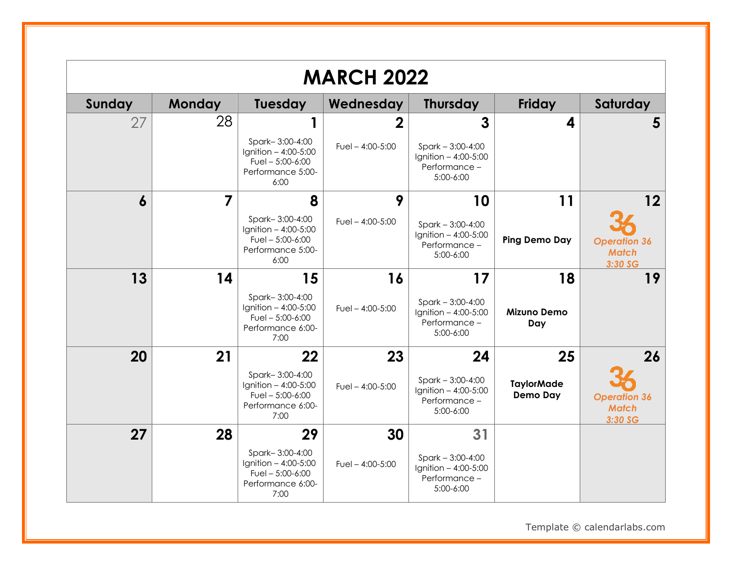# MARCH 2022

| Sunday | Monday | Tuesday | Wednesday | Thursday | Friday | Saturday |
|---|---|---|---|---|---|---|
| 27 | 28 | 1<br>Spark– 3:00-4:00<br>Ignition – 4:00-5:00<br>Fuel – 5:00-6:00<br>Performance 5:00-6:00 | 2<br>Fuel – 4:00-5:00 | 3<br>Spark – 3:00-4:00<br>Ignition – 4:00-5:00<br>Performance – 5:00-6:00 | 4 | 5 |
| 6 | 7 | 8<br>Spark– 3:00-4:00<br>Ignition – 4:00-5:00<br>Fuel – 5:00-6:00<br>Performance 5:00-6:00 | 9<br>Fuel – 4:00-5:00 | 10<br>Spark – 3:00-4:00<br>Ignition – 4:00-5:00<br>Performance – 5:00-6:00 | 11<br>**Ping Demo Day** | 12<br>36<br>*Operation 36 Match 3:30 SG* |
| 13 | 14 | 15<br>Spark– 3:00-4:00<br>Ignition – 4:00-5:00<br>Fuel – 5:00-6:00<br>Performance 6:00-7:00 | 16<br>Fuel – 4:00-5:00 | 17<br>Spark – 3:00-4:00<br>Ignition – 4:00-5:00<br>Performance – 5:00-6:00 | 18<br>**Mizuno Demo Day** | 19 |
| 20 | 21 | 22<br>Spark– 3:00-4:00<br>Ignition – 4:00-5:00<br>Fuel – 5:00-6:00<br>Performance 6:00-7:00 | 23<br>Fuel – 4:00-5:00 | 24<br>Spark – 3:00-4:00<br>Ignition – 4:00-5:00<br>Performance – 5:00-6:00 | 25<br>**TaylorMade Demo Day** | 26<br>36<br>*Operation 36 Match 3:30 SG* |
| 27 | 28 | 29<br>Spark– 3:00-4:00<br>Ignition – 4:00-5:00<br>Fuel – 5:00-6:00<br>Performance 6:00-7:00 | 30<br>Fuel – 4:00-5:00 | 31<br>Spark – 3:00-4:00<br>Ignition – 4:00-5:00<br>Performance – 5:00-6:00 | | |

Template © calendarlabs.com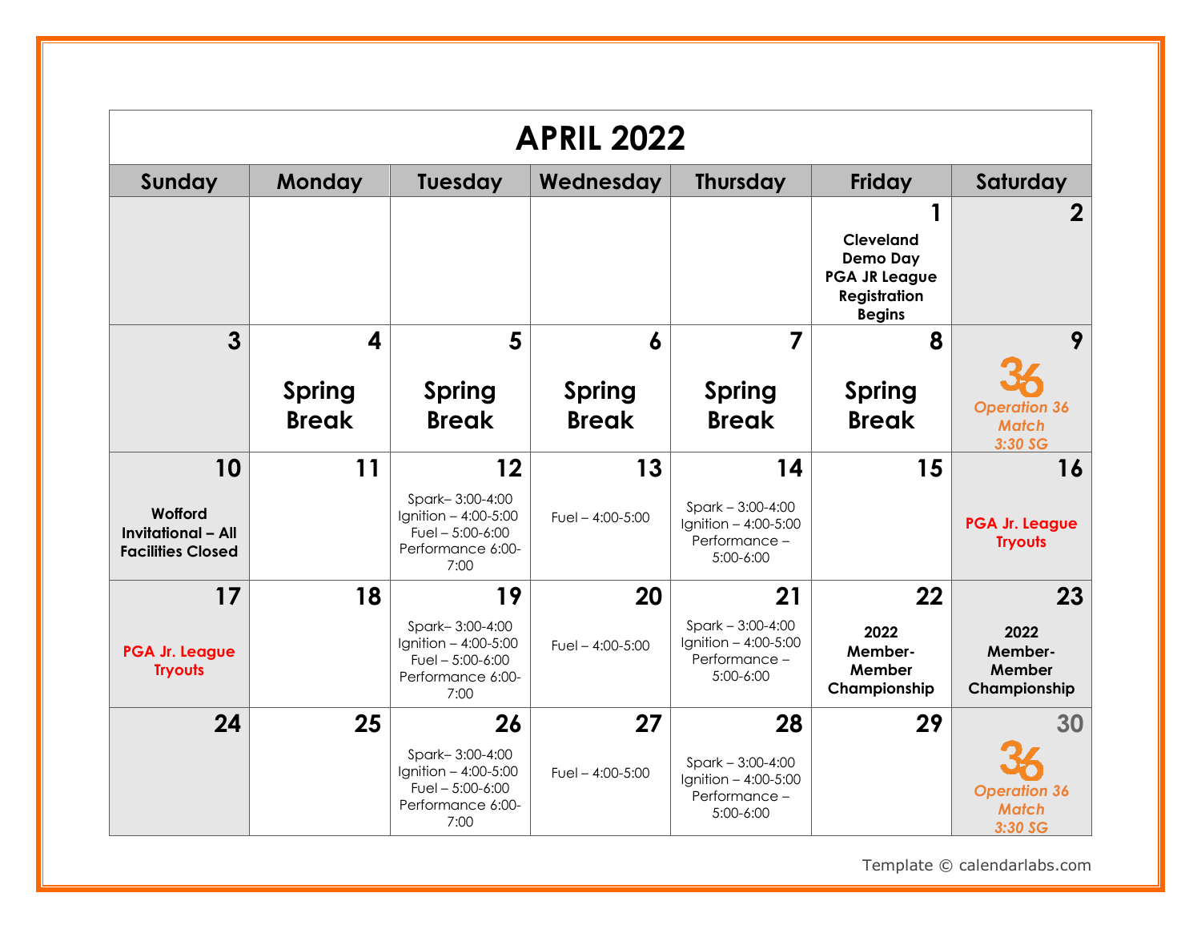# APRIL 2022

| Sunday | Monday | Tuesday | Wednesday | Thursday | Friday | Saturday |
|---|---|---|---|---|---|---|
| | | | | | **1** **Cleveland Demo Day PGA JR League Registration Begins** | **2** |
| **3** | **4** **Spring Break** | **5** **Spring Break** | **6** **Spring Break** | **7** **Spring Break** | **8** **Spring Break** | **9** 36 *Operation 36 Match 3:30 SG* |
| **10** **Wofford Invitational – All Facilities Closed** | **11** | **12** Spark– 3:00-4:00 Ignition – 4:00-5:00 Fuel – 5:00-6:00 Performance 6:00-7:00 | **13** Fuel – 4:00-5:00 | **14** Spark – 3:00-4:00 Ignition – 4:00-5:00 Performance – 5:00-6:00 | **15** | **16** **PGA Jr. League Tryouts** |
| **17** **PGA Jr. League Tryouts** | **18** | **19** Spark– 3:00-4:00 Ignition – 4:00-5:00 Fuel – 5:00-6:00 Performance 6:00-7:00 | **20** Fuel – 4:00-5:00 | **21** Spark – 3:00-4:00 Ignition – 4:00-5:00 Performance – 5:00-6:00 | **22** **2022 Member-Member Championship** | **23** **2022 Member-Member Championship** |
| **24** | **25** | **26** Spark– 3:00-4:00 Ignition – 4:00-5:00 Fuel – 5:00-6:00 Performance 6:00-7:00 | **27** Fuel – 4:00-5:00 | **28** Spark – 3:00-4:00 Ignition – 4:00-5:00 Performance – 5:00-6:00 | **29** | **30** 36 *Operation 36 Match 3:30 SG* |

Template © calendarlabs.com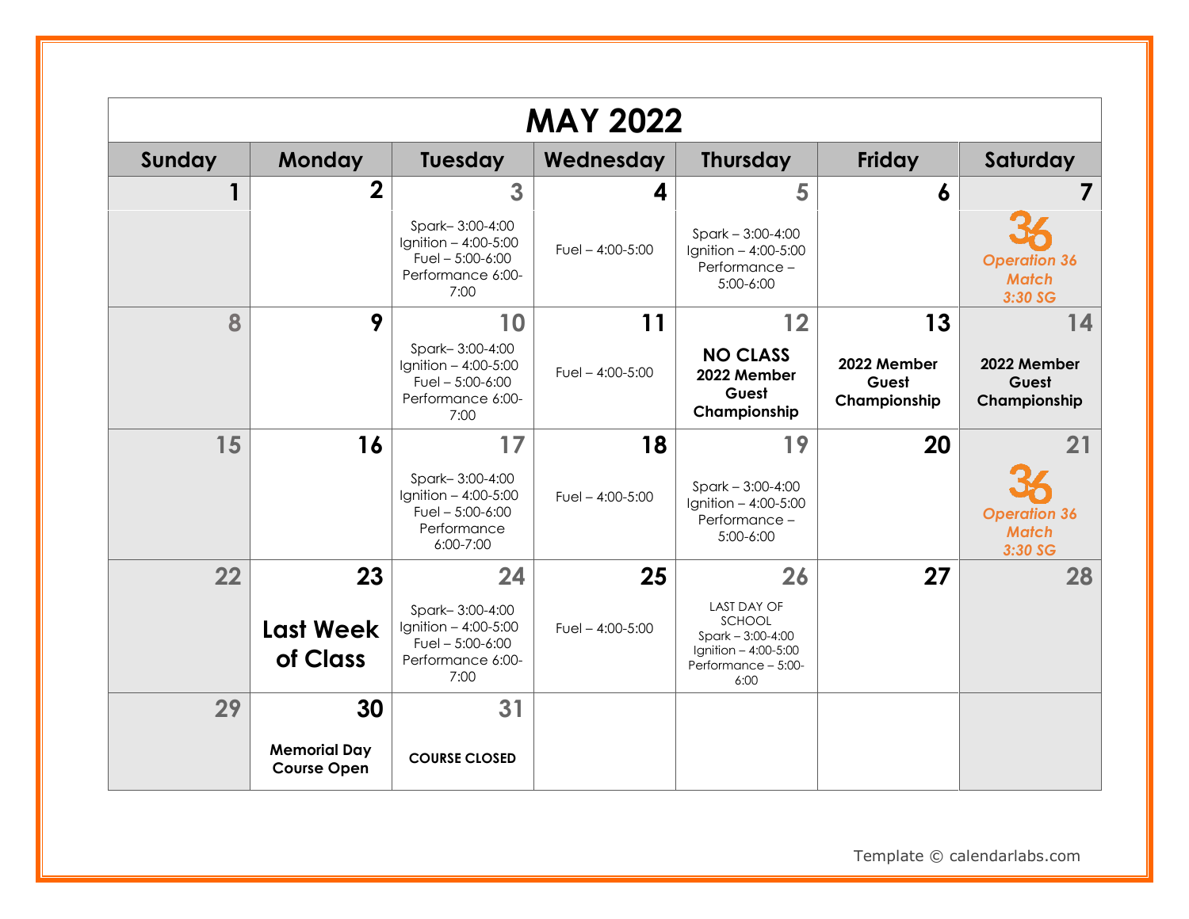# MAY 2022

| Sunday | Monday | Tuesday | Wednesday | Thursday | Friday | Saturday |
|---|---|---|---|---|---|---|
| 1 | 2 | 3<br>Spark– 3:00-4:00<br>Ignition – 4:00-5:00<br>Fuel – 5:00-6:00<br>Performance 6:00-7:00 | 4<br>Fuel – 4:00-5:00 | 5<br>Spark – 3:00-4:00<br>Ignition – 4:00-5:00<br>Performance – 5:00-6:00 | 6 | 7<br>36<br>*Operation 36 Match 3:30 SG* |
| 8 | 9 | 10<br>Spark– 3:00-4:00<br>Ignition – 4:00-5:00<br>Fuel – 5:00-6:00<br>Performance 6:00-7:00 | 11<br>Fuel – 4:00-5:00 | 12<br>**NO CLASS**<br>**2022 Member Guest Championship** | 13<br>**2022 Member Guest Championship** | 14<br>**2022 Member Guest Championship** |
| 15 | 16 | 17<br>Spark– 3:00-4:00<br>Ignition – 4:00-5:00<br>Fuel – 5:00-6:00<br>Performance 6:00-7:00 | 18<br>Fuel – 4:00-5:00 | 19<br>Spark – 3:00-4:00<br>Ignition – 4:00-5:00<br>Performance – 5:00-6:00 | 20 | 21<br>36<br>*Operation 36 Match 3:30 SG* |
| 22 | 23<br>**Last Week of Class** | 24<br>Spark– 3:00-4:00<br>Ignition – 4:00-5:00<br>Fuel – 5:00-6:00<br>Performance 6:00-7:00 | 25<br>Fuel – 4:00-5:00 | 26<br>LAST DAY OF SCHOOL<br>Spark – 3:00-4:00<br>Ignition – 4:00-5:00<br>Performance – 5:00-6:00 | 27 | 28 |
| 29 | 30<br>**Memorial Day Course Open** | 31<br>**COURSE CLOSED** | | | | |

Template © calendarlabs.com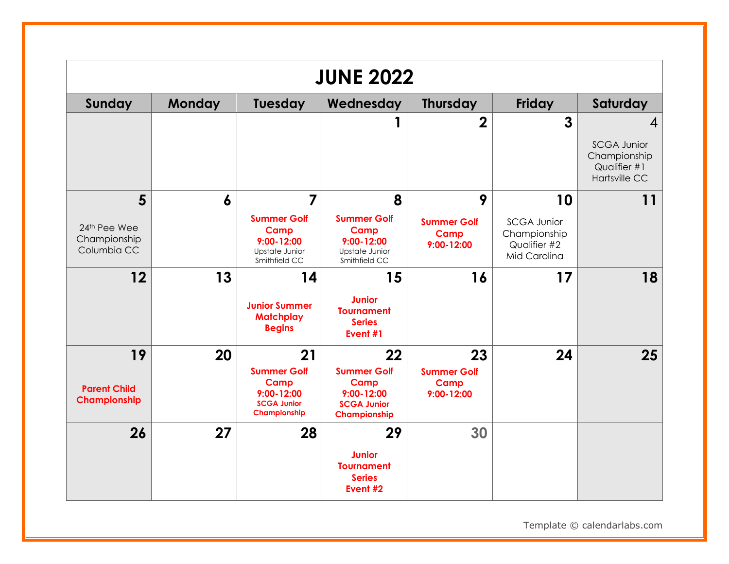# JUNE 2022

| Sunday | Monday | Tuesday | Wednesday | Thursday | Friday | Saturday |
|---|---|---|---|---|---|---|
| | | | 1 | 2 | 3 | 4<br>SCGA Junior Championship Qualifier #1 Hartsville CC |
| 5<br>24th Pee Wee Championship Columbia CC | 6 | 7<br>**Summer Golf Camp 9:00-12:00**<br>Upstate Junior Smithfield CC | 8<br>**Summer Golf Camp 9:00-12:00**<br>Upstate Junior Smithfield CC | 9<br>**Summer Golf Camp 9:00-12:00** | 10<br>SCGA Junior Championship Qualifier #2 Mid Carolina | 11 |
| 12 | 13 | 14<br>**Junior Summer Matchplay Begins** | 15<br>**Junior Tournament Series Event #1** | 16 | 17 | 18 |
| 19<br>**Parent Child Championship** | 20 | 21<br>**Summer Golf Camp 9:00-12:00**<br>**SCGA Junior Championship** | 22<br>**Summer Golf Camp 9:00-12:00**<br>**SCGA Junior Championship** | 23<br>**Summer Golf Camp 9:00-12:00** | 24 | 25 |
| 26 | 27 | 28 | 29<br>**Junior Tournament Series Event #2** | 30 | | |

Template © calendarlabs.com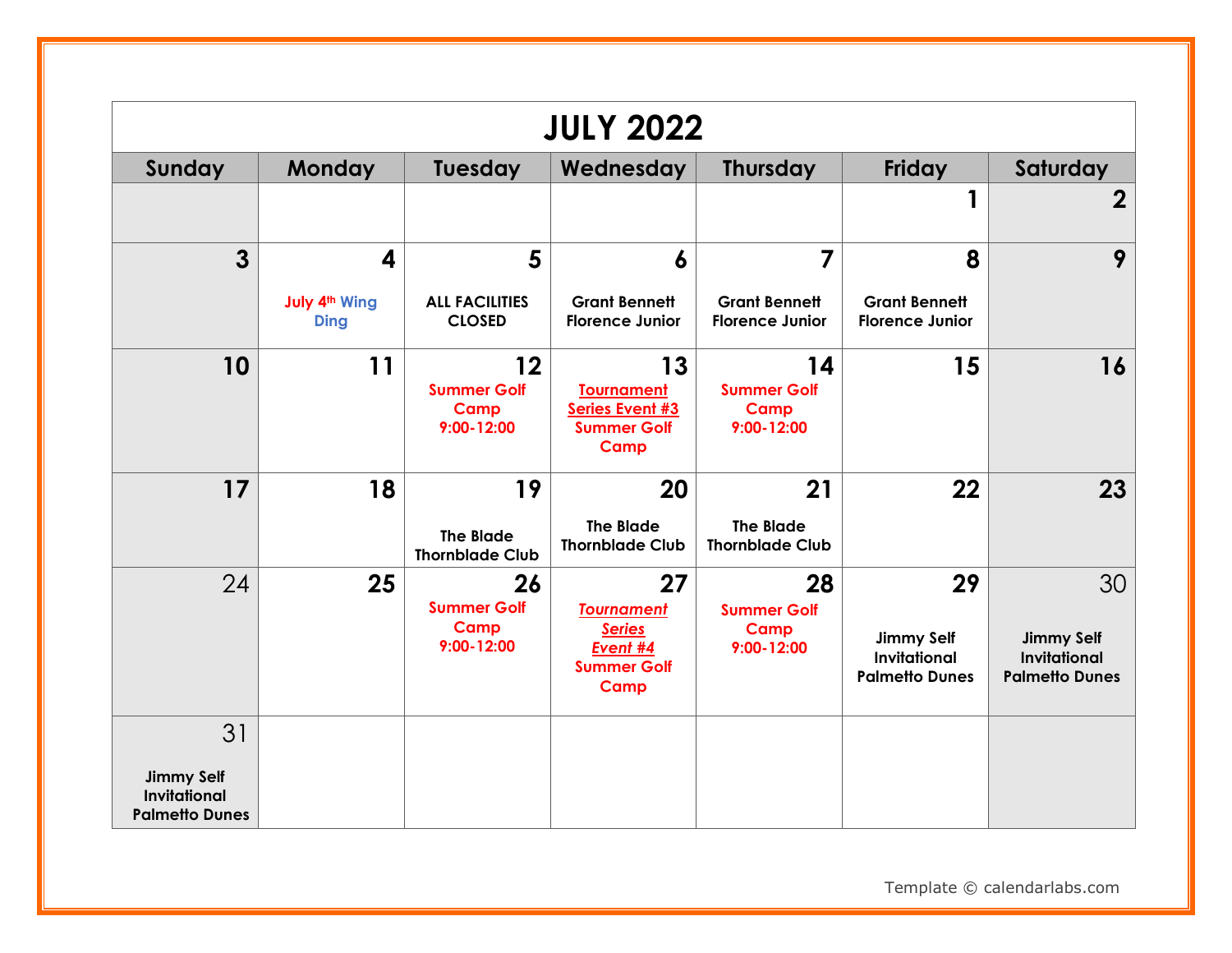# JULY 2022

| Sunday | Monday | Tuesday | Wednesday | Thursday | Friday | Saturday |
|---|---|---|---|---|---|---|
| | | | | | 1 | 2 |
| 3 | 4 July 4th Wing Ding | 5 ALL FACILITIES CLOSED | 6 Grant Bennett Florence Junior | 7 Grant Bennett Florence Junior | 8 Grant Bennett Florence Junior | 9 |
| 10 | 11 | 12 Summer Golf Camp 9:00-12:00 | 13 Tournament Series Event #3 Summer Golf Camp | 14 Summer Golf Camp 9:00-12:00 | 15 | 16 |
| 17 | 18 | 19 The Blade Thornblade Club | 20 The Blade Thornblade Club | 21 The Blade Thornblade Club | 22 | 23 |
| 24 | 25 | 26 Summer Golf Camp 9:00-12:00 | 27 *Tournament Series Event #4* Summer Golf Camp | 28 Summer Golf Camp 9:00-12:00 | 29 Jimmy Self Invitational Palmetto Dunes | 30 Jimmy Self Invitational Palmetto Dunes |
| 31 Jimmy Self Invitational Palmetto Dunes | | | | | | |

Template © calendarlabs.com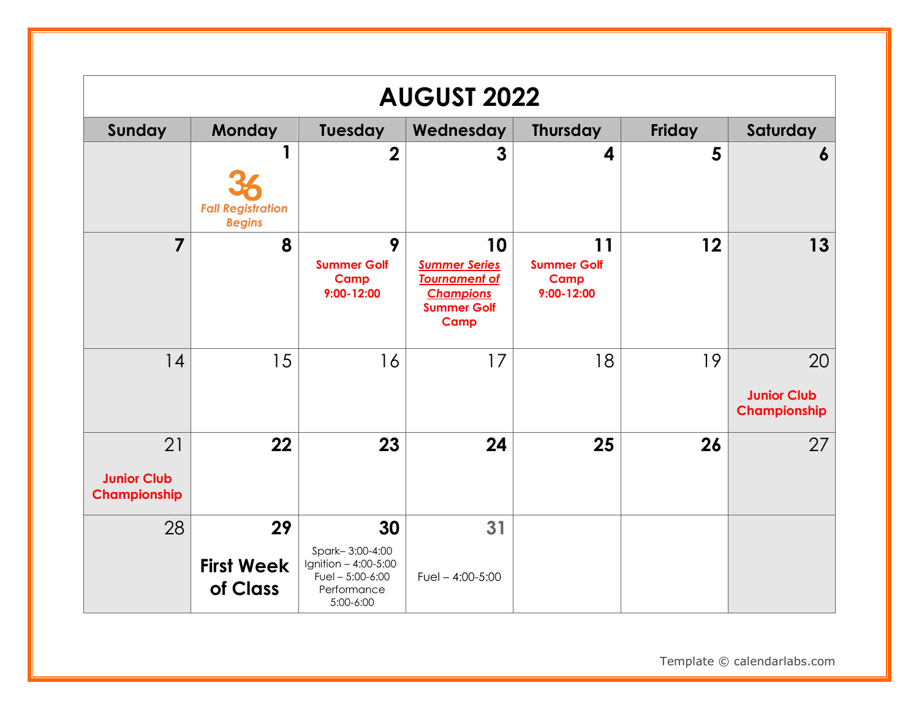# AUGUST 2022

| Sunday | Monday | Tuesday | Wednesday | Thursday | Friday | Saturday |
|---|---|---|---|---|---|---|
| | 1 36 *Fall Registration Begins* | 2 | 3 | 4 | 5 | 6 |
| 7 | 8 | 9 Summer Golf Camp 9:00-12:00 | 10 *Summer Series Tournament of Champions* Summer Golf Camp | 11 Summer Golf Camp 9:00-12:00 | 12 | 13 |
| 14 | 15 | 16 | 17 | 18 | 19 | 20 Junior Club Championship |
| 21 Junior Club Championship | 22 | 23 | 24 | 25 | 26 | 27 |
| 28 | 29 **First Week of Class** | 30 Spark– 3:00-4:00 Ignition – 4:00-5:00 Fuel – 5:00-6:00 Performance 5:00-6:00 | 31 Fuel – 4:00-5:00 | | | |

Template © calendarlabs.com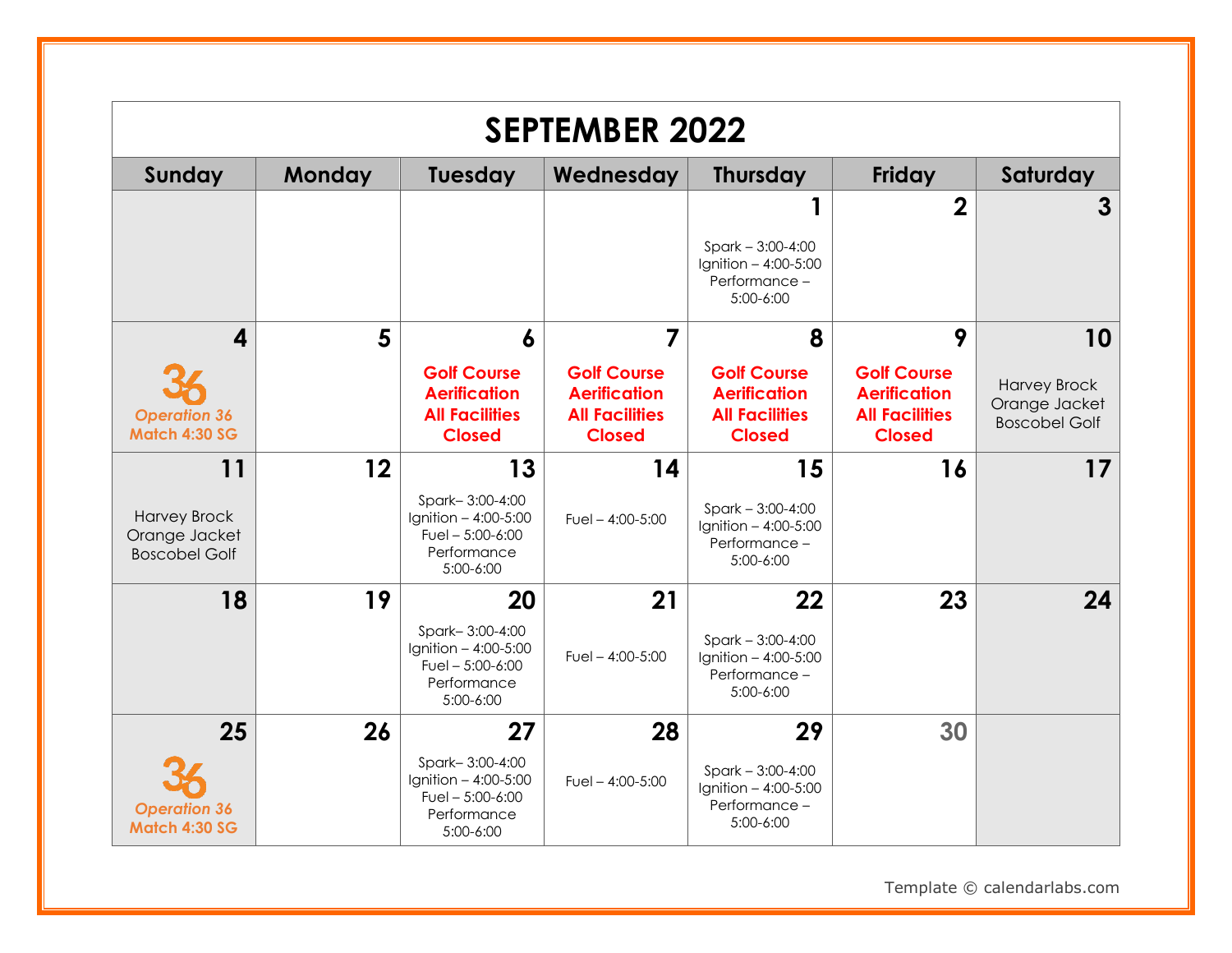# SEPTEMBER 2022

| Sunday | Monday | Tuesday | Wednesday | Thursday | Friday | Saturday |
|---|---|---|---|---|---|---|
| | | | | **1**<br>Spark – 3:00-4:00<br>Ignition – 4:00-5:00<br>Performance – 5:00-6:00 | **2** | **3** |
| **4**<br>36<br>***Operation 36 Match 4:30 SG*** | **5** | **6**<br>**Golf Course Aerification All Facilities Closed** | **7**<br>**Golf Course Aerification All Facilities Closed** | **8**<br>**Golf Course Aerification All Facilities Closed** | **9**<br>**Golf Course Aerification All Facilities Closed** | **10**<br>Harvey Brock Orange Jacket Boscobel Golf |
| **11**<br>Harvey Brock Orange Jacket Boscobel Golf | **12** | **13**<br>Spark– 3:00-4:00<br>Ignition – 4:00-5:00<br>Fuel – 5:00-6:00<br>Performance 5:00-6:00 | **14**<br>Fuel – 4:00-5:00 | **15**<br>Spark – 3:00-4:00<br>Ignition – 4:00-5:00<br>Performance – 5:00-6:00 | **16** | **17** |
| **18** | **19** | **20**<br>Spark– 3:00-4:00<br>Ignition – 4:00-5:00<br>Fuel – 5:00-6:00<br>Performance 5:00-6:00 | **21**<br>Fuel – 4:00-5:00 | **22**<br>Spark – 3:00-4:00<br>Ignition – 4:00-5:00<br>Performance – 5:00-6:00 | **23** | **24** |
| **25**<br>36<br>***Operation 36 Match 4:30 SG*** | **26** | **27**<br>Spark– 3:00-4:00<br>Ignition – 4:00-5:00<br>Fuel – 5:00-6:00<br>Performance 5:00-6:00 | **28**<br>Fuel – 4:00-5:00 | **29**<br>Spark – 3:00-4:00<br>Ignition – 4:00-5:00<br>Performance – 5:00-6:00 | **30** | |

Template © calendarlabs.com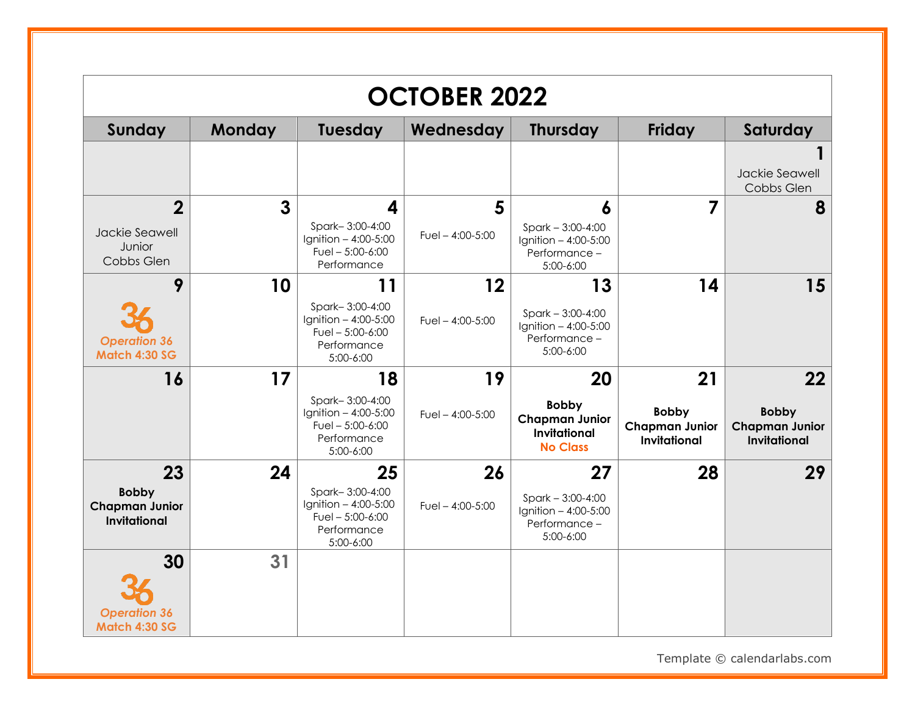# OCTOBER 2022

| Sunday | Monday | Tuesday | Wednesday | Thursday | Friday | Saturday |
|---|---|---|---|---|---|---|
| | | | | | | **1** Jackie Seawell Cobbs Glen |
| **2** Jackie Seawell Junior Cobbs Glen | **3** | **4** Spark– 3:00-4:00 Ignition – 4:00-5:00 Fuel – 5:00-6:00 Performance | **5** Fuel – 4:00-5:00 | **6** Spark – 3:00-4:00 Ignition – 4:00-5:00 Performance – 5:00-6:00 | **7** | **8** |
| **9** 36 *Operation 36 Match 4:30 SG* | **10** | **11** Spark– 3:00-4:00 Ignition – 4:00-5:00 Fuel – 5:00-6:00 Performance 5:00-6:00 | **12** Fuel – 4:00-5:00 | **13** Spark – 3:00-4:00 Ignition – 4:00-5:00 Performance – 5:00-6:00 | **14** | **15** |
| **16** | **17** | **18** Spark– 3:00-4:00 Ignition – 4:00-5:00 Fuel – 5:00-6:00 Performance 5:00-6:00 | **19** Fuel – 4:00-5:00 | **20** **Bobby Chapman Junior Invitational** **No Class** | **21** **Bobby Chapman Junior Invitational** | **22** **Bobby Chapman Junior Invitational** |
| **23** **Bobby Chapman Junior Invitational** | **24** | **25** Spark– 3:00-4:00 Ignition – 4:00-5:00 Fuel – 5:00-6:00 Performance 5:00-6:00 | **26** Fuel – 4:00-5:00 | **27** Spark – 3:00-4:00 Ignition – 4:00-5:00 Performance – 5:00-6:00 | **28** | **29** |
| **30** 36 *Operation 36 Match 4:30 SG* | **31** | | | | | |

Template © calendarlabs.com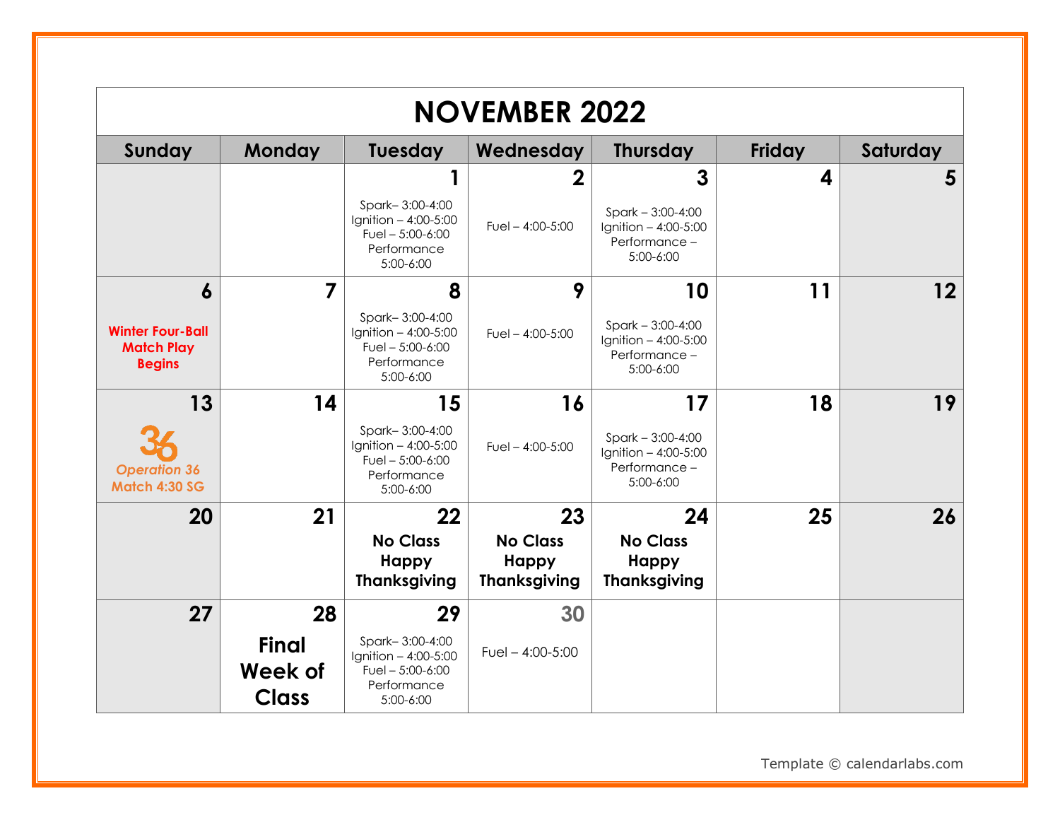# NOVEMBER 2022

| Sunday | Monday | Tuesday | Wednesday | Thursday | Friday | Saturday |
|---|---|---|---|---|---|---|
| | | **1** Spark– 3:00-4:00 Ignition – 4:00-5:00 Fuel – 5:00-6:00 Performance 5:00-6:00 | **2** Fuel – 4:00-5:00 | **3** Spark – 3:00-4:00 Ignition – 4:00-5:00 Performance – 5:00-6:00 | **4** | **5** |
| **6** **Winter Four-Ball Match Play Begins** | **7** | **8** Spark– 3:00-4:00 Ignition – 4:00-5:00 Fuel – 5:00-6:00 Performance 5:00-6:00 | **9** Fuel – 4:00-5:00 | **10** Spark – 3:00-4:00 Ignition – 4:00-5:00 Performance – 5:00-6:00 | **11** | **12** |
| **13** 36 ***Operation 36 Match 4:30 SG*** | **14** | **15** Spark– 3:00-4:00 Ignition – 4:00-5:00 Fuel – 5:00-6:00 Performance 5:00-6:00 | **16** Fuel – 4:00-5:00 | **17** Spark – 3:00-4:00 Ignition – 4:00-5:00 Performance – 5:00-6:00 | **18** | **19** |
| **20** | **21** | **22** **No Class Happy Thanksgiving** | **23** **No Class Happy Thanksgiving** | **24** **No Class Happy Thanksgiving** | **25** | **26** |
| **27** | **28** **Final Week of Class** | **29** Spark– 3:00-4:00 Ignition – 4:00-5:00 Fuel – 5:00-6:00 Performance 5:00-6:00 | **30** Fuel – 4:00-5:00 | | | |

Template © calendarlabs.com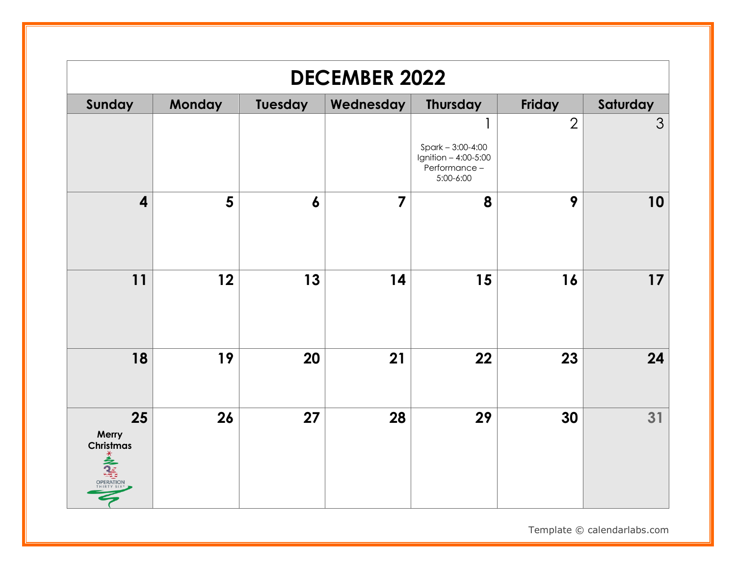# DECEMBER 2022

| Sunday | Monday | Tuesday | Wednesday | Thursday | Friday | Saturday |
|---|---|---|---|---|---|---|
| | | | | 1<br>Spark – 3:00-4:00<br>Ignition – 4:00-5:00<br>Performance – 5:00-6:00 | 2 | 3 |
| 4 | 5 | 6 | 7 | 8 | 9 | 10 |
| 11 | 12 | 13 | 14 | 15 | 16 | 17 |
| 18 | 19 | 20 | 21 | 22 | 23 | 24 |
| 25<br>**Merry Christmas**<br>OPERATION THIRTY SIX | 26 | 27 | 28 | 29 | 30 | 31 |

Template © calendarlabs.com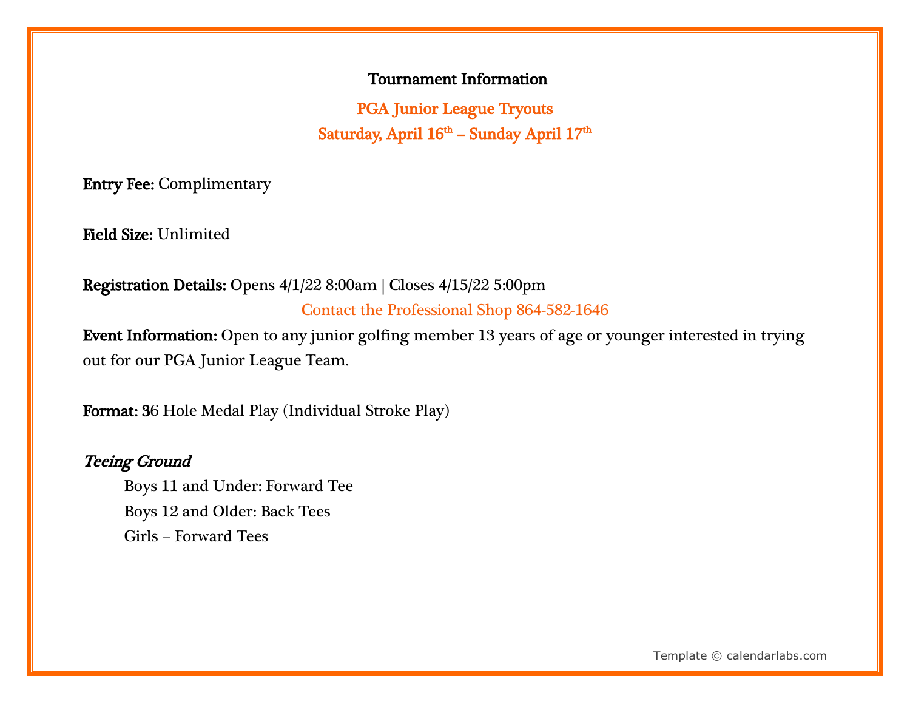## Tournament Information

### PGA Junior League Tryouts

### Saturday, April 16th – Sunday April 17th

**Entry Fee:** Complimentary

**Field Size:** Unlimited

**Registration Details:** Opens 4/1/22 8:00am | Closes 4/15/22 5:00pm

Contact the Professional Shop 864-582-1646

**Event Information:** Open to any junior golfing member 13 years of age or younger interested in trying out for our PGA Junior League Team.

**Format:** 36 Hole Medal Play (Individual Stroke Play)

***Teeing Ground***

- Boys 11 and Under: Forward Tee
- Boys 12 and Older: Back Tees
- Girls – Forward Tees

Template © calendarlabs.com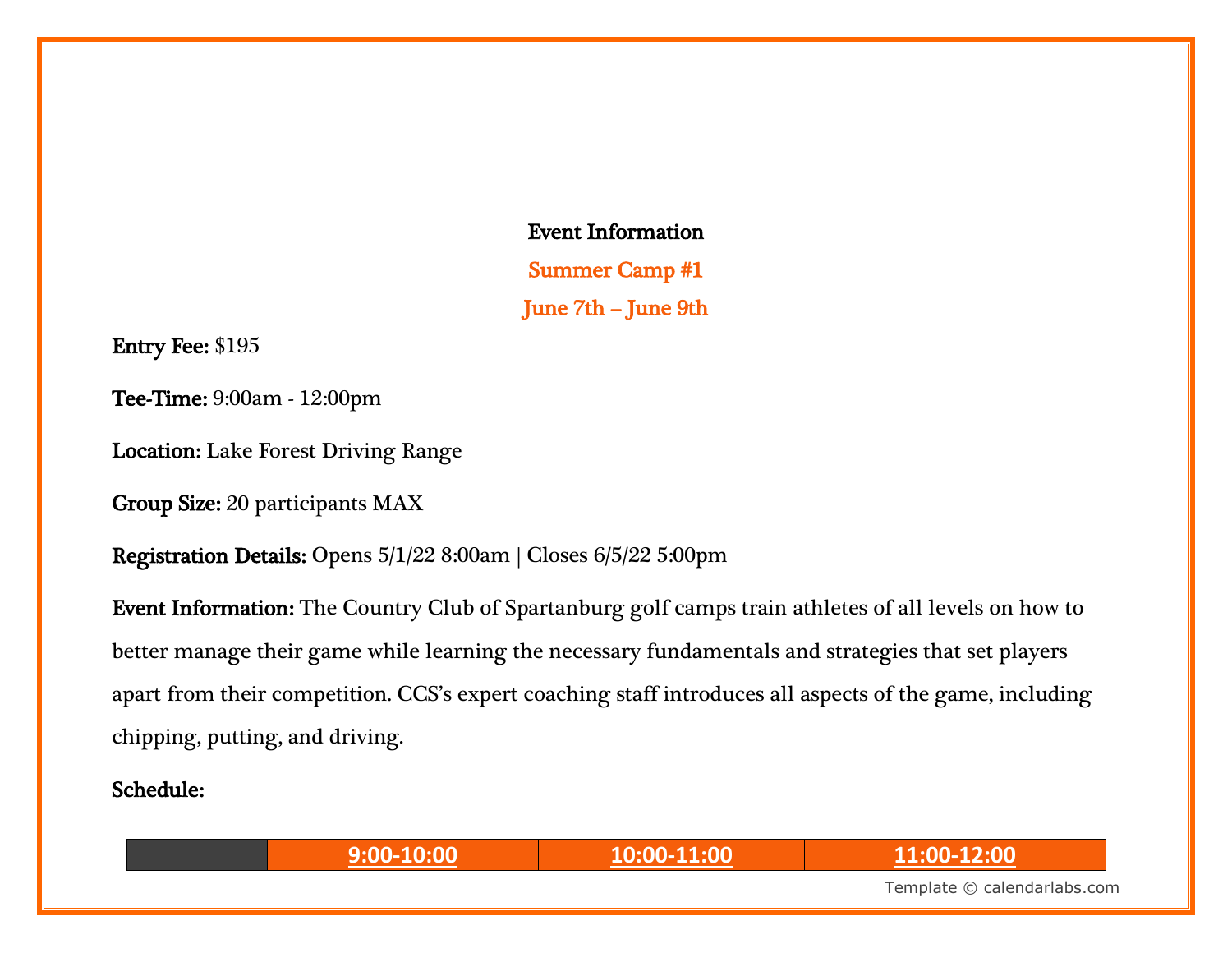**Event Information**

**Summer Camp #1**

**June 7th – June 9th**

**Entry Fee:** $195

**Tee-Time:** 9:00am - 12:00pm

**Location:** Lake Forest Driving Range

**Group Size:** 20 participants MAX

**Registration Details:** Opens 5/1/22 8:00am | Closes 6/5/22 5:00pm

**Event Information:** The Country Club of Spartanburg golf camps train athletes of all levels on how to better manage their game while learning the necessary fundamentals and strategies that set players apart from their competition. CCS's expert coaching staff introduces all aspects of the game, including chipping, putting, and driving.

**Schedule:**

| | 9:00-10:00 | 10:00-11:00 | 11:00-12:00 |
|---|---|---|---|

Template © calendarlabs.com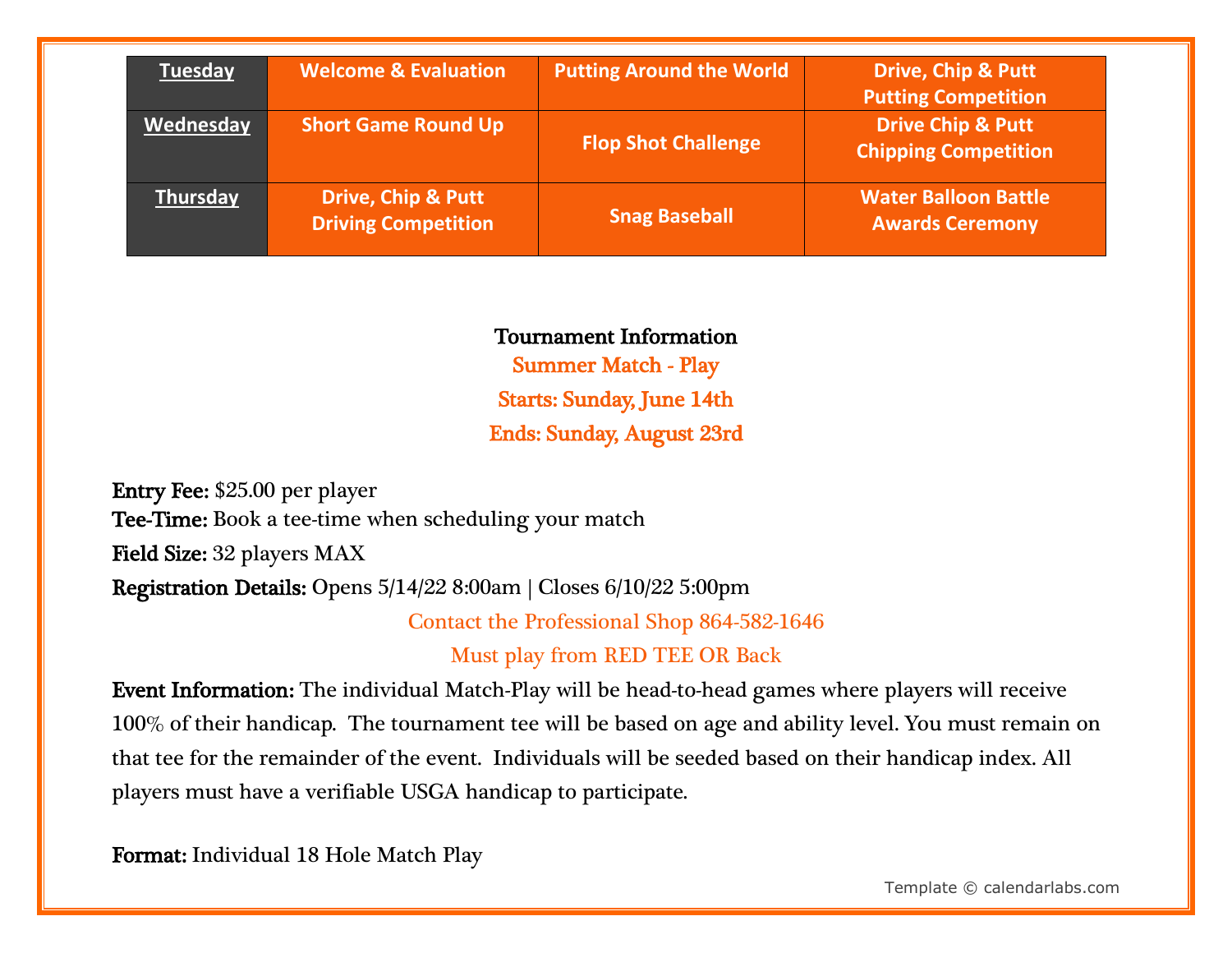| Tuesday | Welcome & Evaluation | Putting Around the World | Drive, Chip & Putt Putting Competition |
|---|---|---|---|
| Wednesday | Short Game Round Up | Flop Shot Challenge | Drive Chip & Putt Chipping Competition |
| Thursday | Drive, Chip & Putt Driving Competition | Snag Baseball | Water Balloon Battle Awards Ceremony |

**Tournament Information**

**Summer Match - Play**

**Starts: Sunday, June 14th**

**Ends: Sunday, August 23rd**

**Entry Fee:** $25.00 per player
**Tee-Time:** Book a tee-time when scheduling your match
**Field Size:** 32 players MAX
**Registration Details:** Opens 5/14/22 8:00am | Closes 6/10/22 5:00pm

Contact the Professional Shop 864-582-1646

Must play from RED TEE OR Back

**Event Information:** The individual Match-Play will be head-to-head games where players will receive 100% of their handicap. The tournament tee will be based on age and ability level. You must remain on that tee for the remainder of the event. Individuals will be seeded based on their handicap index. All players must have a verifiable USGA handicap to participate.

**Format:** Individual 18 Hole Match Play

Template © calendarlabs.com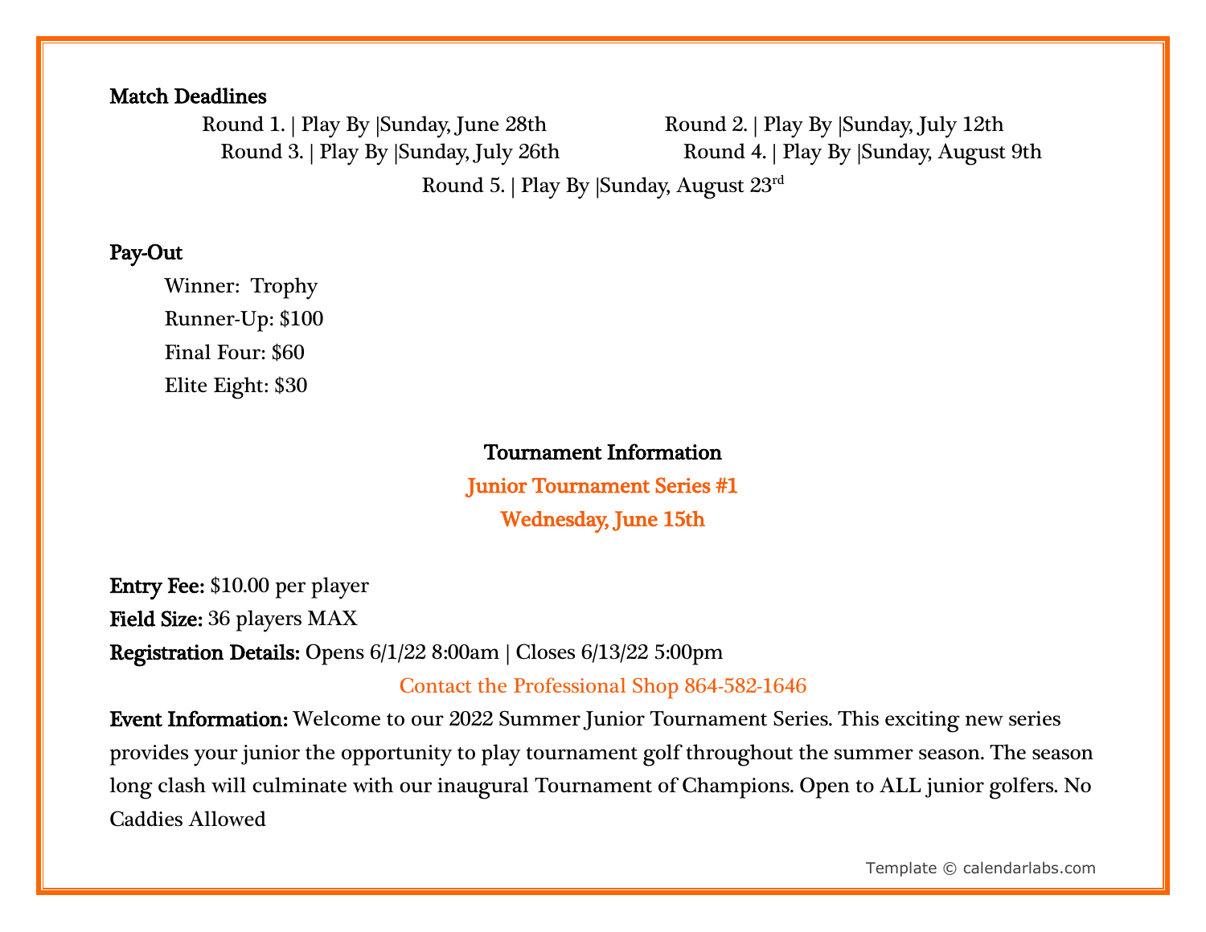**Match Deadlines**

Round 1. | Play By |Sunday, June 28th

Round 2. | Play By |Sunday, July 12th

Round 3. | Play By |Sunday, July 26th

Round 4. | Play By |Sunday, August 9th

Round 5. | Play By |Sunday, August 23rd

**Pay-Out**

Winner: Trophy

Runner-Up: $100

Final Four: $60

Elite Eight: $30

**Tournament Information**

**Junior Tournament Series #1**

**Wednesday, June 15th**

**Entry Fee:** $10.00 per player

**Field Size:** 36 players MAX

**Registration Details:** Opens 6/1/22 8:00am | Closes 6/13/22 5:00pm

Contact the Professional Shop 864-582-1646

**Event Information:** Welcome to our 2022 Summer Junior Tournament Series. This exciting new series provides your junior the opportunity to play tournament golf throughout the summer season. The season long clash will culminate with our inaugural Tournament of Champions. Open to ALL junior golfers. No Caddies Allowed

Template © calendarlabs.com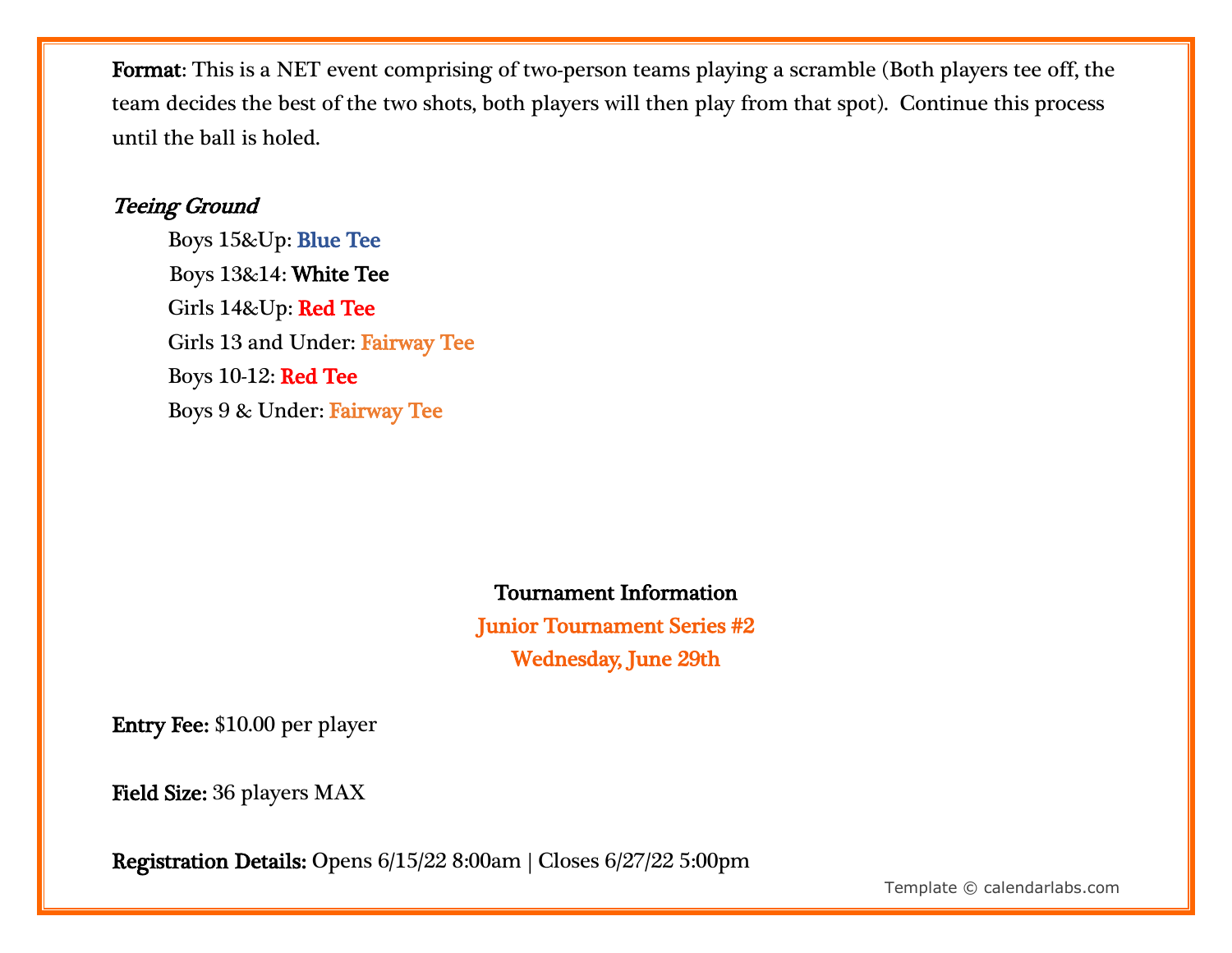**Format**: This is a NET event comprising of two-person teams playing a scramble (Both players tee off, the team decides the best of the two shots, both players will then play from that spot). Continue this process until the ball is holed.

***Teeing Ground***

Boys 15&Up: **Blue Tee**

Boys 13&14: **White Tee**

Girls 14&Up: **Red Tee**

Girls 13 and Under: **Fairway Tee**

Boys 10-12: **Red Tee**

Boys 9 & Under: **Fairway Tee**

**Tournament Information**

**Junior Tournament Series #2**

**Wednesday, June 29th**

**Entry Fee:** $10.00 per player

**Field Size:** 36 players MAX

**Registration Details:** Opens 6/15/22 8:00am | Closes 6/27/22 5:00pm

Template © calendarlabs.com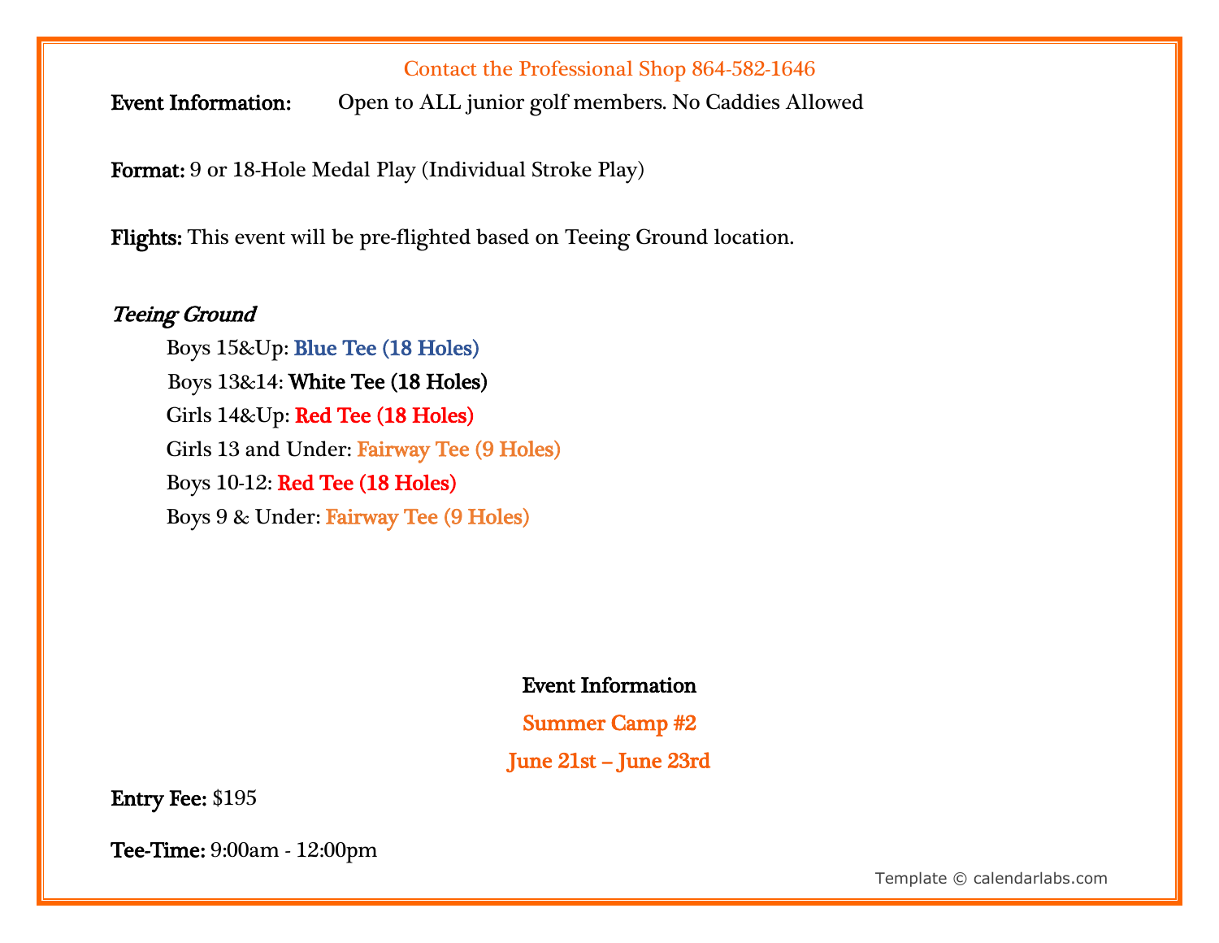Contact the Professional Shop 864-582-1646

**Event Information:** Open to ALL junior golf members. No Caddies Allowed

**Format:** 9 or 18-Hole Medal Play (Individual Stroke Play)

**Flights:** This event will be pre-flighted based on Teeing Ground location.

***Teeing Ground***

Boys 15&Up: **Blue Tee (18 Holes)**

Boys 13&14: **White Tee (18 Holes)**

Girls 14&Up: **Red Tee (18 Holes)**

Girls 13 and Under: **Fairway Tee (9 Holes)**

Boys 10-12: **Red Tee (18 Holes)**

Boys 9 & Under: **Fairway Tee (9 Holes)**

**Event Information**

**Summer Camp #2**

**June 21st – June 23rd**

**Entry Fee:** $195

**Tee-Time:** 9:00am - 12:00pm

Template © calendarlabs.com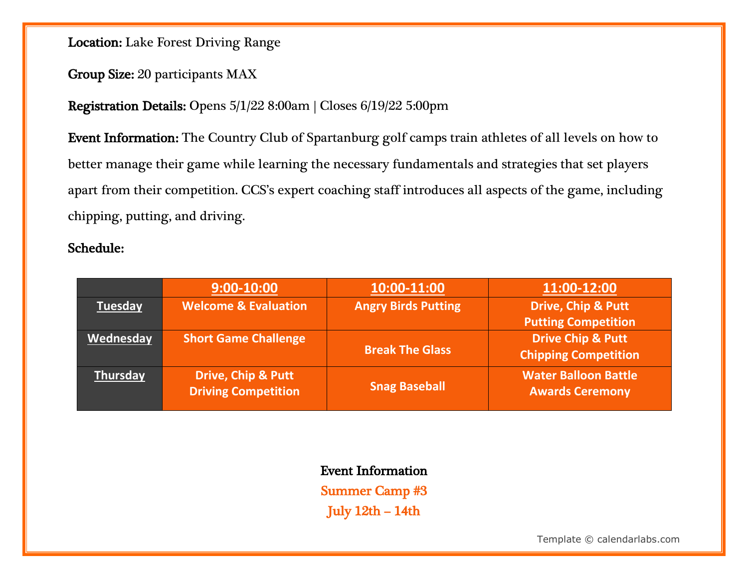**Location:** Lake Forest Driving Range

**Group Size:** 20 participants MAX

**Registration Details:** Opens 5/1/22 8:00am | Closes 6/19/22 5:00pm

**Event Information:** The Country Club of Spartanburg golf camps train athletes of all levels on how to better manage their game while learning the necessary fundamentals and strategies that set players apart from their competition. CCS's expert coaching staff introduces all aspects of the game, including chipping, putting, and driving.

**Schedule:**

| | 9:00-10:00 | 10:00-11:00 | 11:00-12:00 |
|---|---|---|---|
| Tuesday | Welcome & Evaluation | Angry Birds Putting | Drive, Chip & Putt<br>Putting Competition |
| Wednesday | Short Game Challenge | Break The Glass | Drive Chip & Putt<br>Chipping Competition |
| Thursday | Drive, Chip & Putt<br>Driving Competition | Snag Baseball | Water Balloon Battle<br>Awards Ceremony |

**Event Information**

Summer Camp #3

July 12th – 14th

Template © calendarlabs.com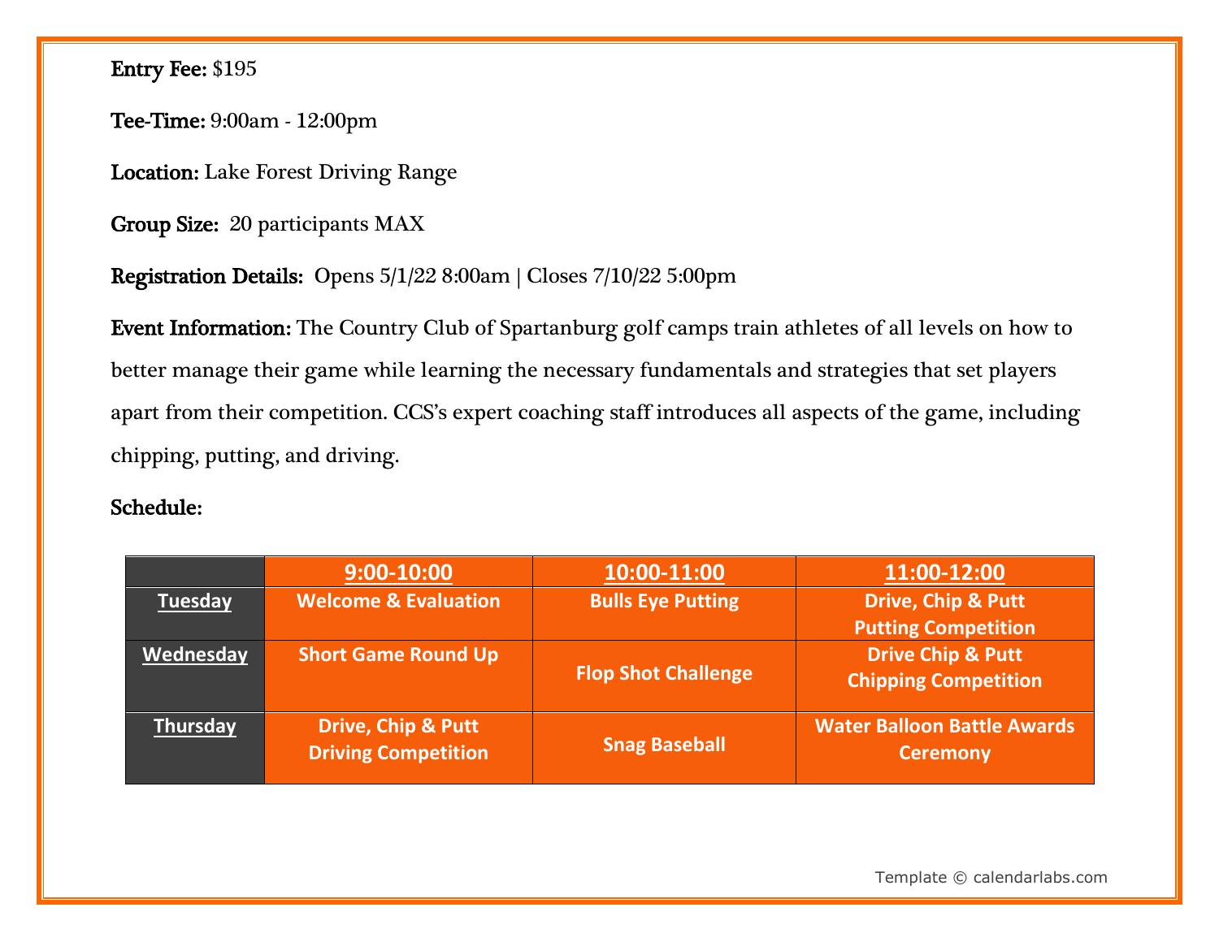**Entry Fee:** $195

**Tee-Time:** 9:00am - 12:00pm

**Location:** Lake Forest Driving Range

**Group Size:** 20 participants MAX

**Registration Details:** Opens 5/1/22 8:00am | Closes 7/10/22 5:00pm

**Event Information:** The Country Club of Spartanburg golf camps train athletes of all levels on how to better manage their game while learning the necessary fundamentals and strategies that set players apart from their competition. CCS's expert coaching staff introduces all aspects of the game, including chipping, putting, and driving.

**Schedule:**

| | 9:00-10:00 | 10:00-11:00 | 11:00-12:00 |
|---|---|---|---|
| Tuesday | Welcome & Evaluation | Bulls Eye Putting | Drive, Chip & Putt Putting Competition |
| Wednesday | Short Game Round Up | Flop Shot Challenge | Drive Chip & Putt Chipping Competition |
| Thursday | Drive, Chip & Putt Driving Competition | Snag Baseball | Water Balloon Battle Awards Ceremony |

Template © calendarlabs.com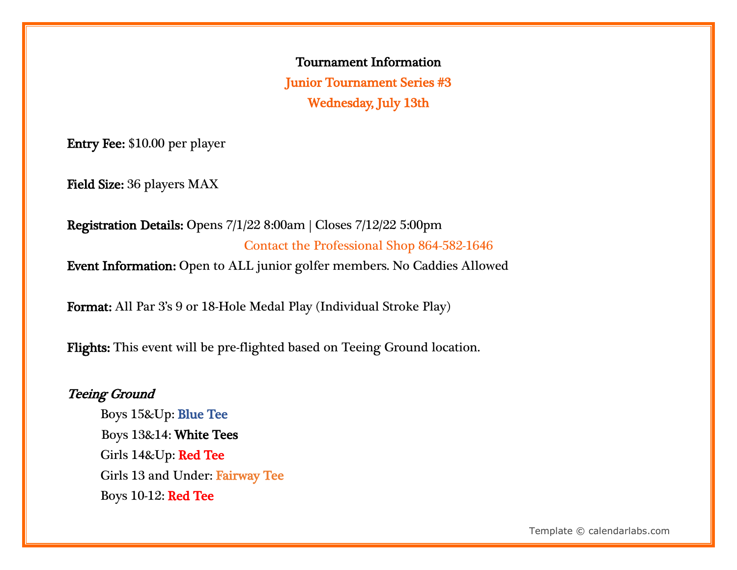**Tournament Information**

**Junior Tournament Series #3**

**Wednesday, July 13th**

**Entry Fee:** $10.00 per player

**Field Size:** 36 players MAX

**Registration Details:** Opens 7/1/22 8:00am | Closes 7/12/22 5:00pm

Contact the Professional Shop 864-582-1646

**Event Information:** Open to ALL junior golfer members. No Caddies Allowed

**Format:** All Par 3's 9 or 18-Hole Medal Play (Individual Stroke Play)

**Flights:** This event will be pre-flighted based on Teeing Ground location.

***Teeing Ground***

Boys 15&Up: **Blue Tee**

Boys 13&14: **White Tees**

Girls 14&Up: **Red Tee**

Girls 13 and Under: **Fairway Tee**

Boys 10-12: **Red Tee**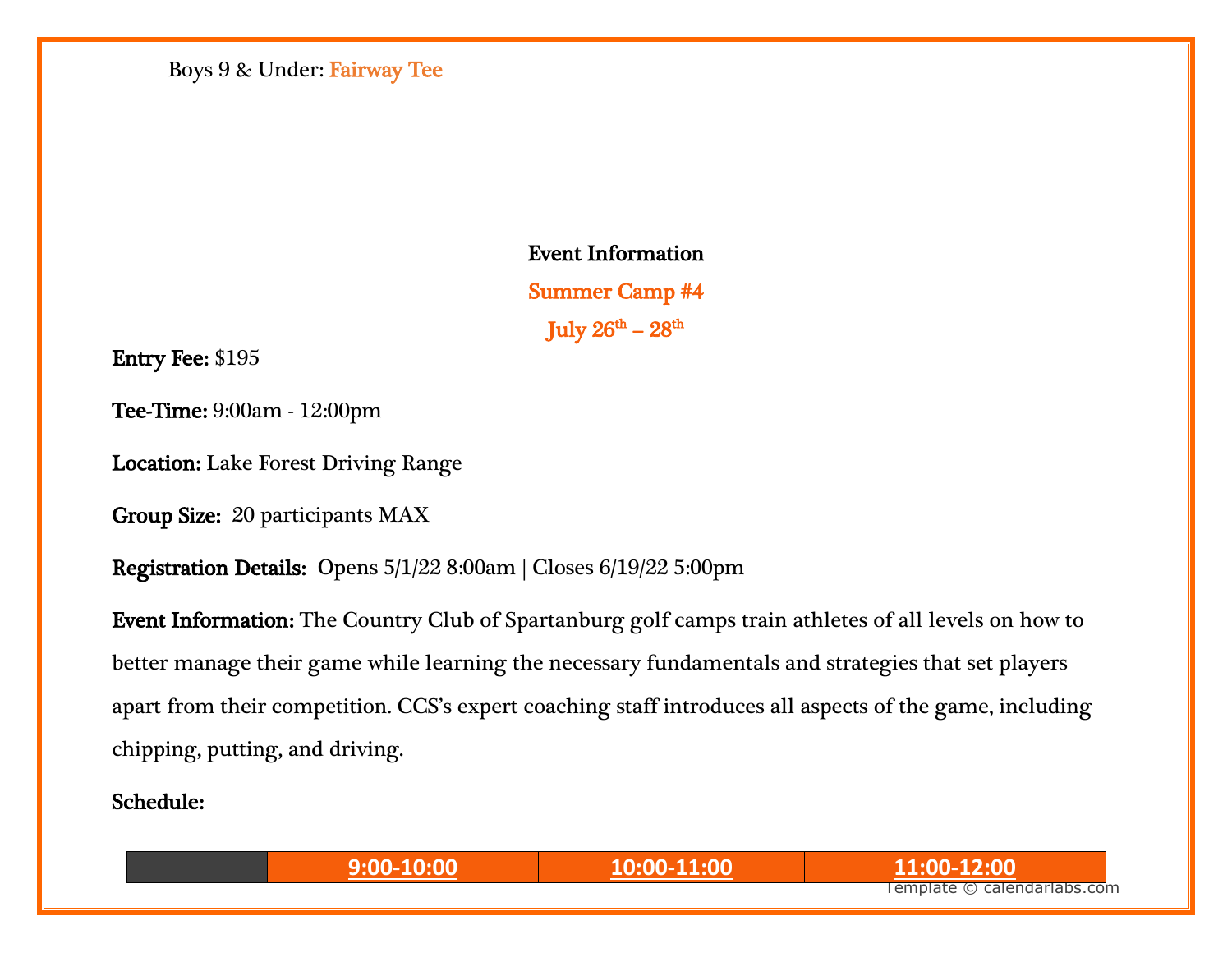Boys 9 & Under: **Fairway Tee**

**Event Information**

**Summer Camp #4**

**July 26th – 28th**

**Entry Fee:** $195

**Tee-Time:** 9:00am - 12:00pm

**Location:** Lake Forest Driving Range

**Group Size:** 20 participants MAX

**Registration Details:** Opens 5/1/22 8:00am | Closes 6/19/22 5:00pm

**Event Information:** The Country Club of Spartanburg golf camps train athletes of all levels on how to better manage their game while learning the necessary fundamentals and strategies that set players apart from their competition. CCS's expert coaching staff introduces all aspects of the game, including chipping, putting, and driving.

**Schedule:**

| | 9:00-10:00 | 10:00-11:00 | 11:00-12:00 |
|---|---|---|---|

Template © calendarlabs.com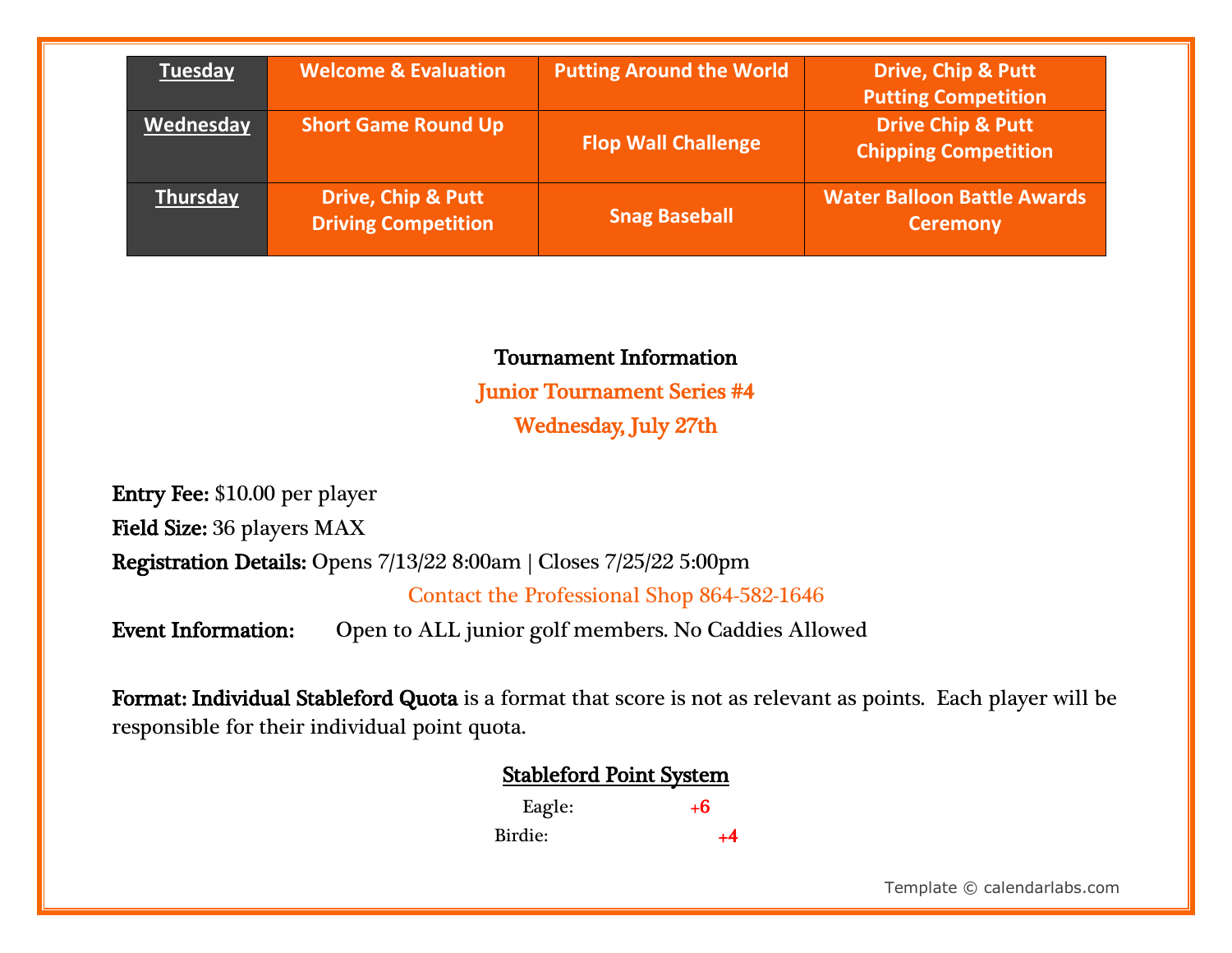| Tuesday | Welcome & Evaluation | Putting Around the World | Drive, Chip & Putt Putting Competition |
|---|---|---|---|
| Wednesday | Short Game Round Up | Flop Wall Challenge | Drive Chip & Putt Chipping Competition |
| Thursday | Drive, Chip & Putt Driving Competition | Snag Baseball | Water Balloon Battle Awards Ceremony |

## Tournament Information

### Junior Tournament Series #4

### Wednesday, July 27th

**Entry Fee:** $10.00 per player

**Field Size:** 36 players MAX

**Registration Details:** Opens 7/13/22 8:00am | Closes 7/25/22 5:00pm

Contact the Professional Shop 864-582-1646

**Event Information:** Open to ALL junior golf members. No Caddies Allowed

**Format: Individual Stableford Quota** is a format that score is not as relevant as points. Each player will be responsible for their individual point quota.

**Stableford Point System**

Eagle: +6

Birdie: +4

Template © calendarlabs.com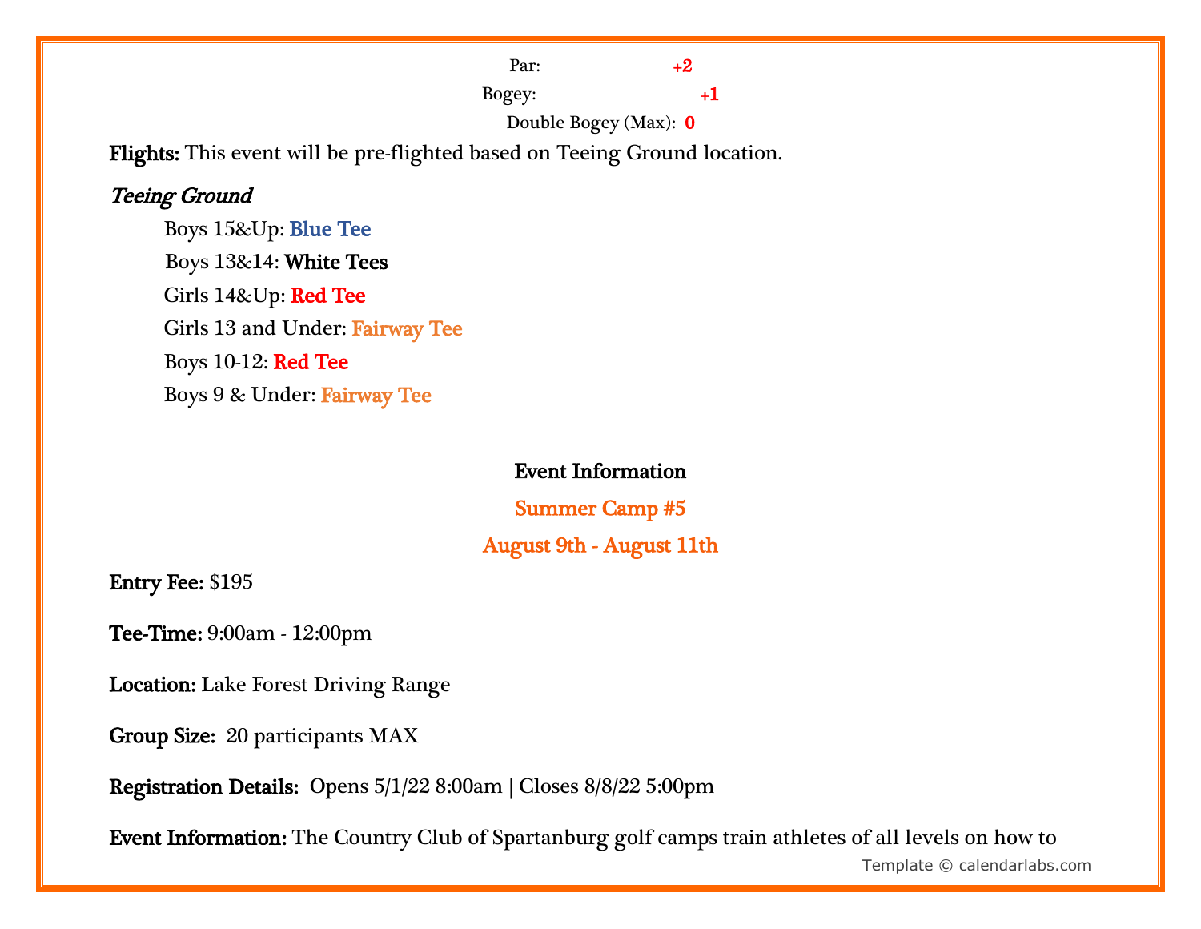Par: **+2**

Bogey: **+1**

Double Bogey (Max): **0**

**Flights:** This event will be pre-flighted based on Teeing Ground location.

***Teeing Ground***

- Boys 15&Up: **Blue Tee**
- Boys 13&14: **White Tees**
- Girls 14&Up: **Red Tee**
- Girls 13 and Under: **Fairway Tee**
- Boys 10-12: **Red Tee**
- Boys 9 & Under: **Fairway Tee**

**Event Information**

**Summer Camp #5**

**August 9th - August 11th**

**Entry Fee:** $195

**Tee-Time:** 9:00am - 12:00pm

**Location:** Lake Forest Driving Range

**Group Size:** 20 participants MAX

**Registration Details:** Opens 5/1/22 8:00am | Closes 8/8/22 5:00pm

**Event Information:** The Country Club of Spartanburg golf camps train athletes of all levels on how to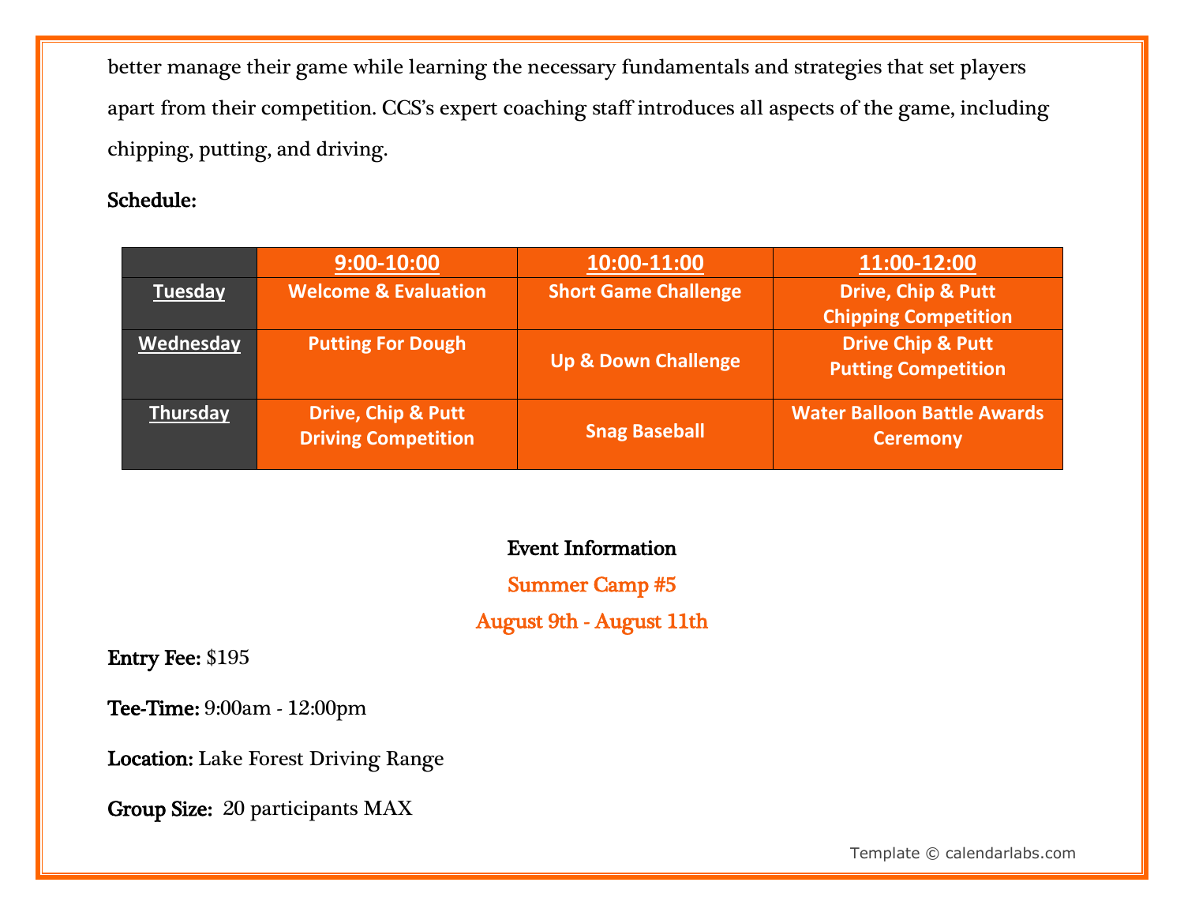better manage their game while learning the necessary fundamentals and strategies that set players apart from their competition. CCS's expert coaching staff introduces all aspects of the game, including chipping, putting, and driving.

**Schedule:**

| | 9:00-10:00 | 10:00-11:00 | 11:00-12:00 |
|---|---|---|---|
| Tuesday | Welcome & Evaluation | Short Game Challenge | Drive, Chip & Putt Chipping Competition |
| Wednesday | Putting For Dough | Up & Down Challenge | Drive Chip & Putt Putting Competition |
| Thursday | Drive, Chip & Putt Driving Competition | Snag Baseball | Water Balloon Battle Awards Ceremony |

**Event Information**

**Summer Camp #5**

**August 9th - August 11th**

**Entry Fee:** $195

**Tee-Time:** 9:00am - 12:00pm

**Location:** Lake Forest Driving Range

**Group Size:** 20 participants MAX

Template © calendarlabs.com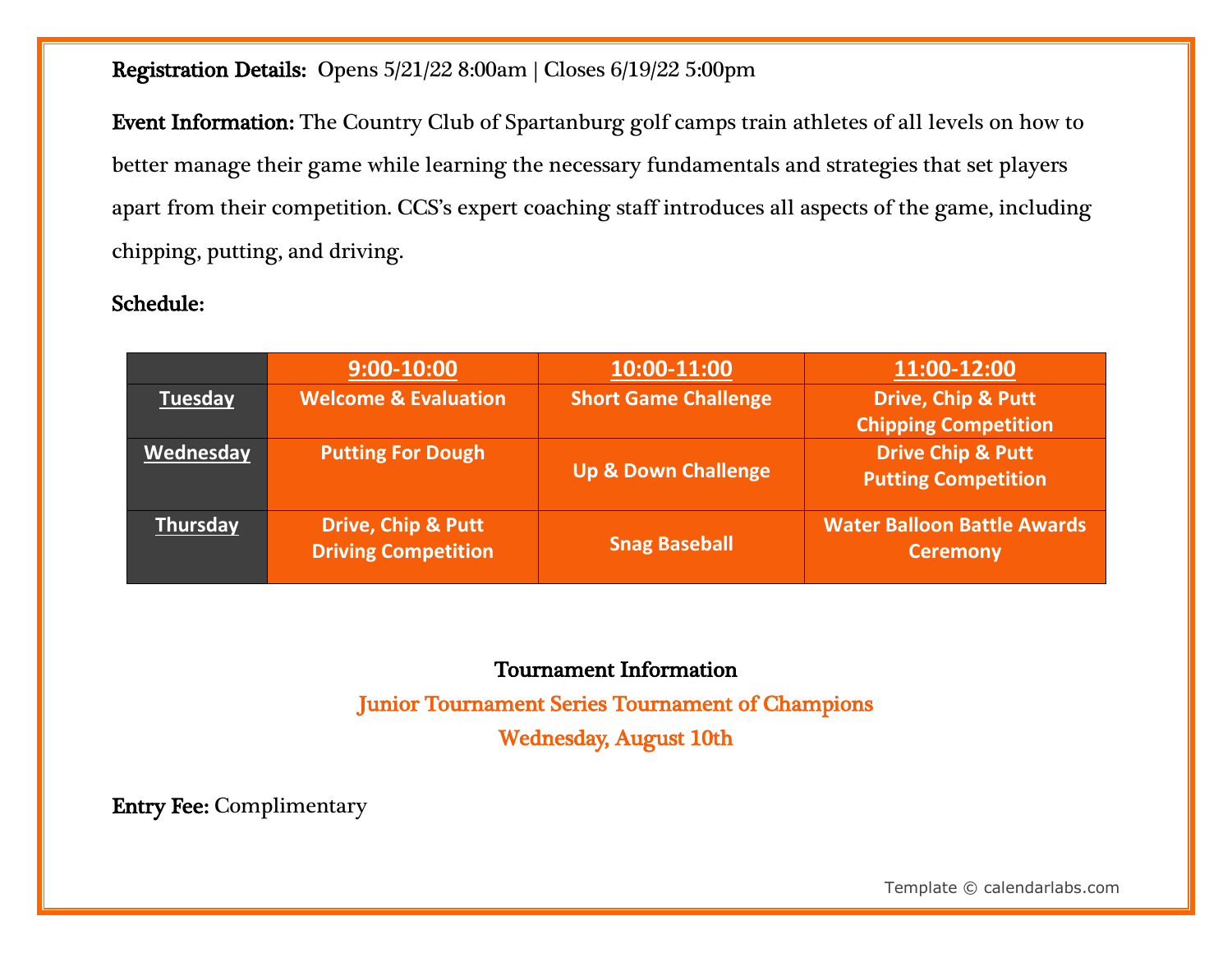**Registration Details:** Opens 5/21/22 8:00am | Closes 6/19/22 5:00pm

**Event Information:** The Country Club of Spartanburg golf camps train athletes of all levels on how to better manage their game while learning the necessary fundamentals and strategies that set players apart from their competition. CCS's expert coaching staff introduces all aspects of the game, including chipping, putting, and driving.

**Schedule:**

| | 9:00-10:00 | 10:00-11:00 | 11:00-12:00 |
|---|---|---|---|
| Tuesday | Welcome & Evaluation | Short Game Challenge | Drive, Chip & Putt Chipping Competition |
| Wednesday | Putting For Dough | Up & Down Challenge | Drive Chip & Putt Putting Competition |
| Thursday | Drive, Chip & Putt Driving Competition | Snag Baseball | Water Balloon Battle Awards Ceremony |

**Tournament Information**

Junior Tournament Series Tournament of Champions

Wednesday, August 10th

**Entry Fee:** Complimentary

Template © calendarlabs.com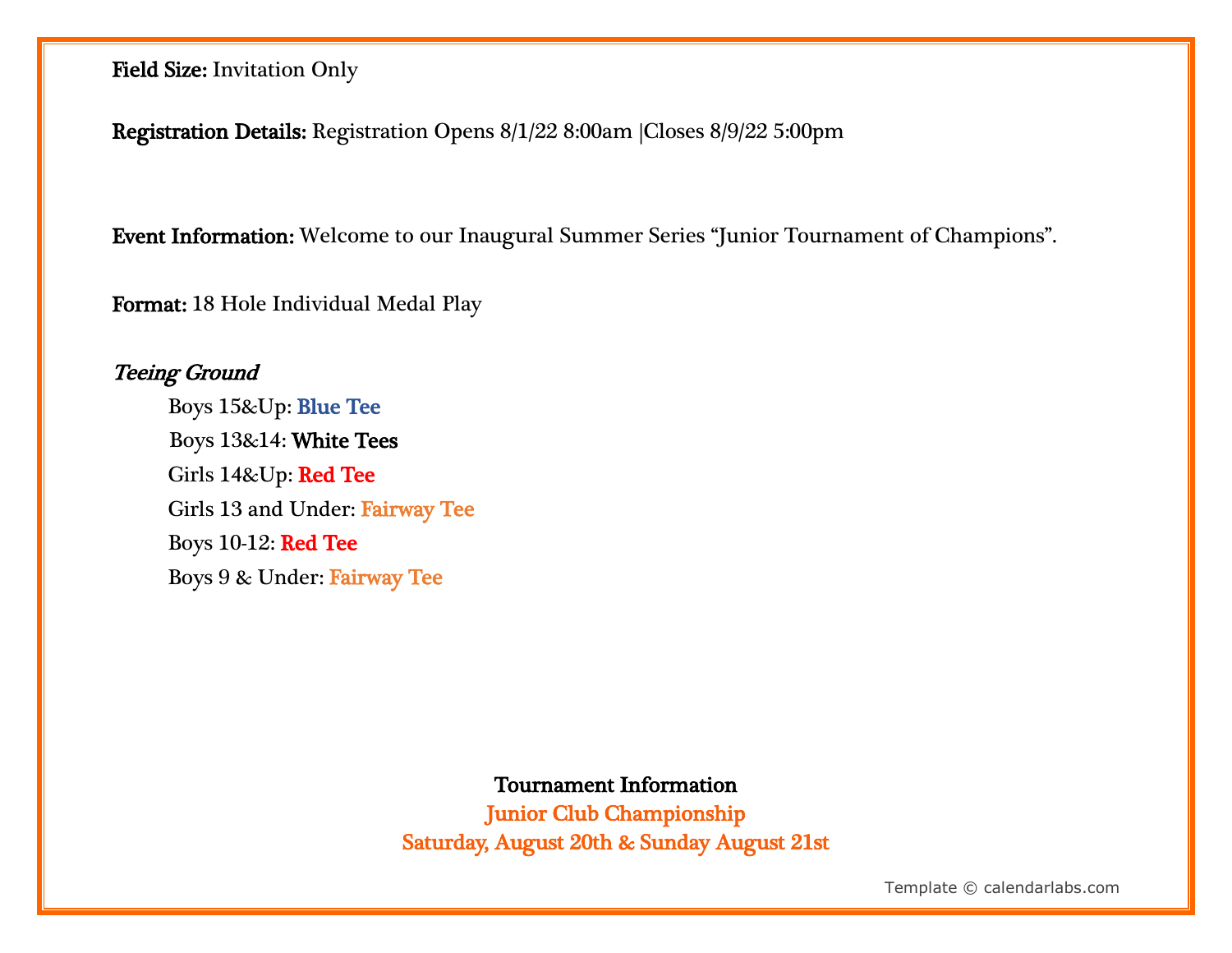**Field Size:** Invitation Only

**Registration Details:** Registration Opens 8/1/22 8:00am |Closes 8/9/22 5:00pm

**Event Information:** Welcome to our Inaugural Summer Series "Junior Tournament of Champions".

**Format:** 18 Hole Individual Medal Play

***Teeing Ground***

Boys 15&Up: **Blue Tee**
Boys 13&14: **White Tees**
Girls 14&Up: **Red Tee**
Girls 13 and Under: **Fairway Tee**
Boys 10-12: **Red Tee**
Boys 9 & Under: **Fairway Tee**

**Tournament Information**
**Junior Club Championship**
**Saturday, August 20th & Sunday August 21st**

Template © calendarlabs.com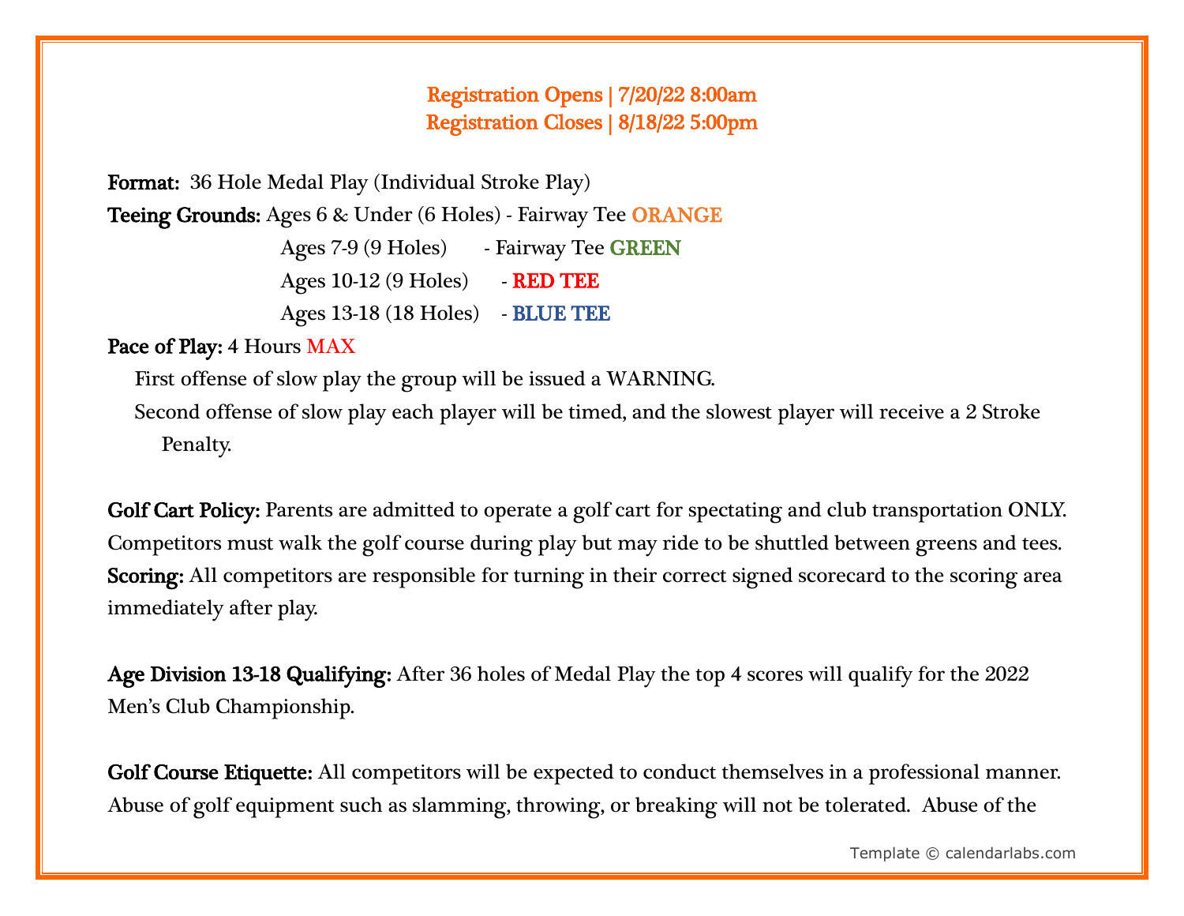**Registration Opens | 7/20/22 8:00am**
**Registration Closes | 8/18/22 5:00pm**

**Format:** 36 Hole Medal Play (Individual Stroke Play)

**Teeing Grounds:**
- Ages 6 & Under (6 Holes) - Fairway Tee ORANGE
- Ages 7-9 (9 Holes) - Fairway Tee GREEN
- Ages 10-12 (9 Holes) - RED TEE
- Ages 13-18 (18 Holes) - BLUE TEE

**Pace of Play:** 4 Hours MAX

First offense of slow play the group will be issued a WARNING.

Second offense of slow play each player will be timed, and the slowest player will receive a 2 Stroke Penalty.

**Golf Cart Policy:** Parents are admitted to operate a golf cart for spectating and club transportation ONLY. Competitors must walk the golf course during play but may ride to be shuttled between greens and tees.

**Scoring:** All competitors are responsible for turning in their correct signed scorecard to the scoring area immediately after play.

**Age Division 13-18 Qualifying:** After 36 holes of Medal Play the top 4 scores will qualify for the 2022 Men's Club Championship.

**Golf Course Etiquette:** All competitors will be expected to conduct themselves in a professional manner. Abuse of golf equipment such as slamming, throwing, or breaking will not be tolerated. Abuse of the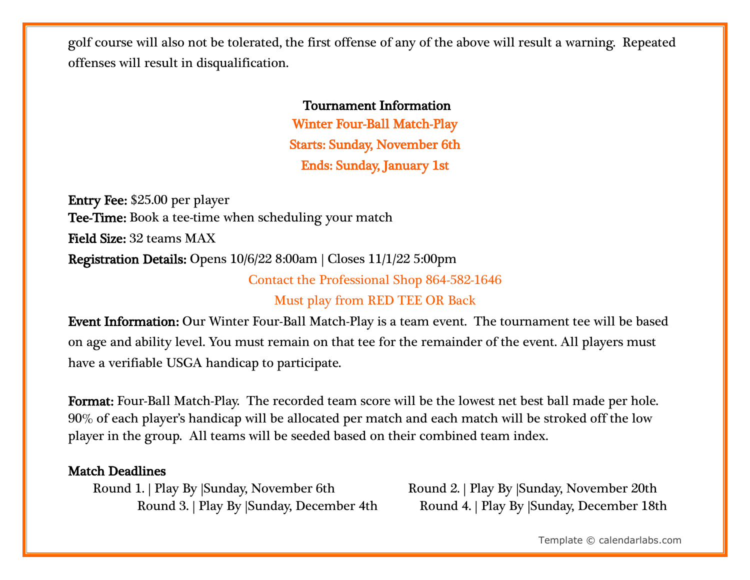golf course will also not be tolerated, the first offense of any of the above will result a warning. Repeated offenses will result in disqualification.

## Tournament Information

**Winter Four-Ball Match-Play**

**Starts: Sunday, November 6th**

**Ends: Sunday, January 1st**

**Entry Fee:** $25.00 per player
**Tee-Time:** Book a tee-time when scheduling your match
**Field Size:** 32 teams MAX
**Registration Details:** Opens 10/6/22 8:00am | Closes 11/1/22 5:00pm

Contact the Professional Shop 864-582-1646

Must play from RED TEE OR Back

**Event Information:** Our Winter Four-Ball Match-Play is a team event. The tournament tee will be based on age and ability level. You must remain on that tee for the remainder of the event. All players must have a verifiable USGA handicap to participate.

**Format:** Four-Ball Match-Play. The recorded team score will be the lowest net best ball made per hole. 90% of each player's handicap will be allocated per match and each match will be stroked off the low player in the group. All teams will be seeded based on their combined team index.

**Match Deadlines**

Round 1. | Play By |Sunday, November 6th
Round 2. | Play By |Sunday, November 20th
Round 3. | Play By |Sunday, December 4th
Round 4. | Play By |Sunday, December 18th

Template © calendarlabs.com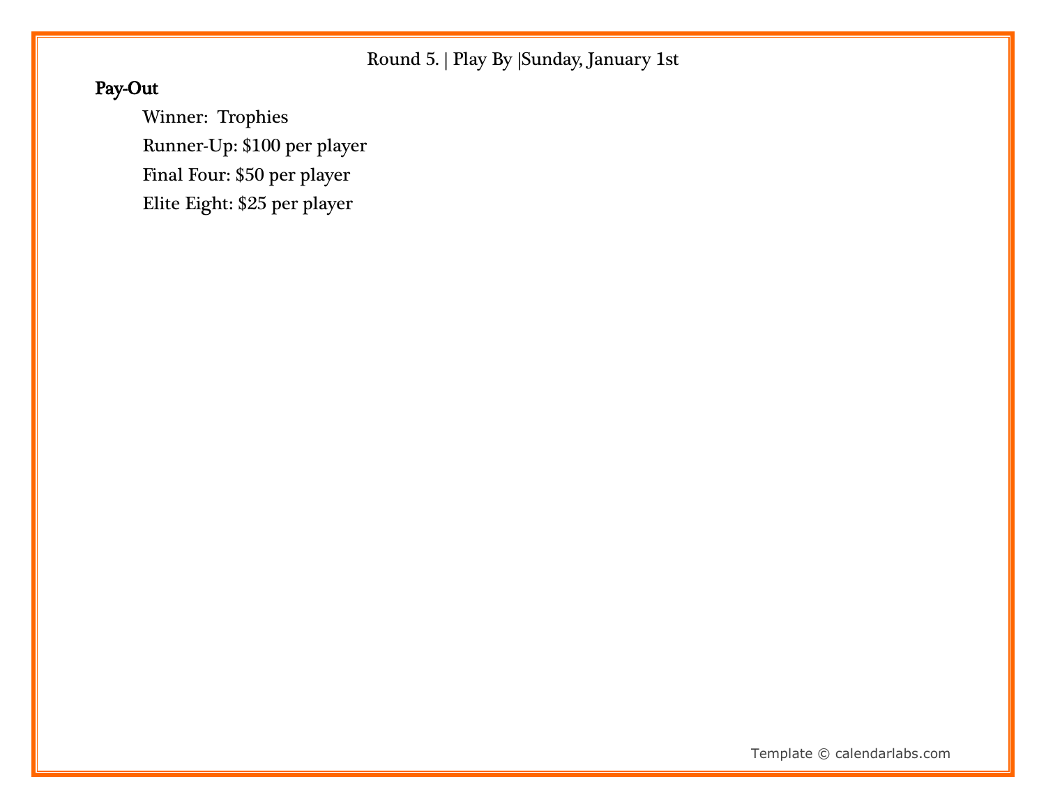Round 5. | Play By |Sunday, January 1st

**Pay-Out**

Winner: Trophies

Runner-Up: $100 per player

Final Four: $50 per player

Elite Eight: $25 per player

Template © calendarlabs.com